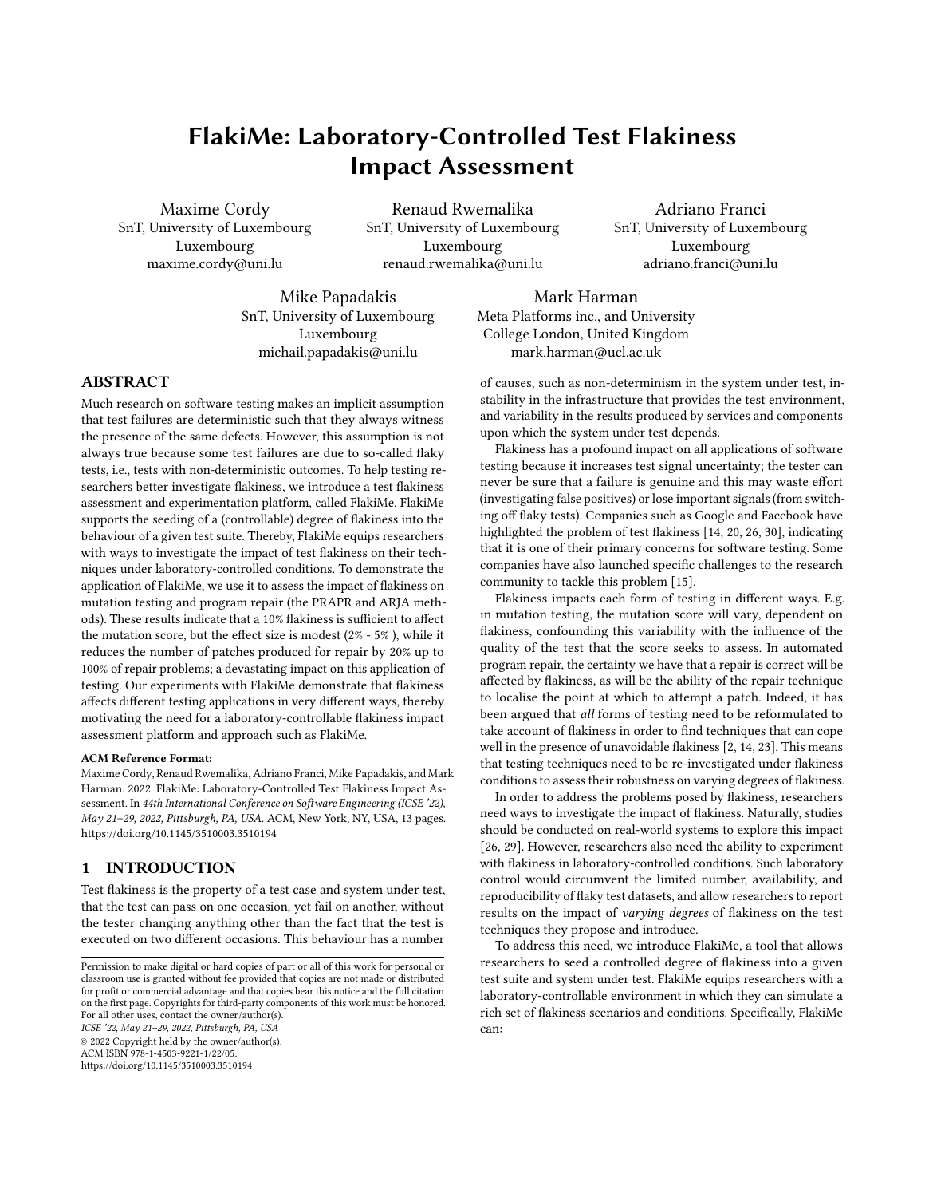# FlakiMe: Laboratory-Controlled Test Flakiness Impact Assessment

Maxime Cordy
SnT, University of Luxembourg
Luxembourg
maxime.cordy@uni.lu

Renaud Rwemalika
SnT, University of Luxembourg
Luxembourg
renaud.rwemalika@uni.lu

Adriano Franci
SnT, University of Luxembourg
Luxembourg
adriano.franci@uni.lu

Mike Papadakis
SnT, University of Luxembourg
Luxembourg
michail.papadakis@uni.lu

Mark Harman
Meta Platforms inc., and University College London, United Kingdom
mark.harman@ucl.ac.uk

## ABSTRACT

Much research on software testing makes an implicit assumption that test failures are deterministic such that they always witness the presence of the same defects. However, this assumption is not always true because some test failures are due to so-called flaky tests, i.e., tests with non-deterministic outcomes. To help testing researchers better investigate flakiness, we introduce a test flakiness assessment and experimentation platform, called FlakiMe. FlakiMe supports the seeding of a (controllable) degree of flakiness into the behaviour of a given test suite. Thereby, FlakiMe equips researchers with ways to investigate the impact of test flakiness on their techniques under laboratory-controlled conditions. To demonstrate the application of FlakiMe, we use it to assess the impact of flakiness on mutation testing and program repair (the PRAPR and ARJA methods). These results indicate that a 10% flakiness is sufficient to affect the mutation score, but the effect size is modest (2% - 5% ), while it reduces the number of patches produced for repair by 20% up to 100% of repair problems; a devastating impact on this application of testing. Our experiments with FlakiMe demonstrate that flakiness affects different testing applications in very different ways, thereby motivating the need for a laboratory-controllable flakiness impact assessment platform and approach such as FlakiMe.

**ACM Reference Format:**
Maxime Cordy, Renaud Rwemalika, Adriano Franci, Mike Papadakis, and Mark Harman. 2022. FlakiMe: Laboratory-Controlled Test Flakiness Impact Assessment. In *44th International Conference on Software Engineering (ICSE '22), May 21–29, 2022, Pittsburgh, PA, USA.* ACM, New York, NY, USA, 13 pages. https://doi.org/10.1145/3510003.3510194

## 1 INTRODUCTION

Test flakiness is the property of a test case and system under test, that the test can pass on one occasion, yet fail on another, without the tester changing anything other than the fact that the test is executed on two different occasions. This behaviour has a number of causes, such as non-determinism in the system under test, instability in the infrastructure that provides the test environment, and variability in the results produced by services and components upon which the system under test depends.

Flakiness has a profound impact on all applications of software testing because it increases test signal uncertainty; the tester can never be sure that a failure is genuine and this may waste effort (investigating false positives) or lose important signals (from switching off flaky tests). Companies such as Google and Facebook have highlighted the problem of test flakiness [14, 20, 26, 30], indicating that it is one of their primary concerns for software testing. Some companies have also launched specific challenges to the research community to tackle this problem [15].

Flakiness impacts each form of testing in different ways. E.g. in mutation testing, the mutation score will vary, dependent on flakiness, confounding this variability with the influence of the quality of the test that the score seeks to assess. In automated program repair, the certainty we have that a repair is correct will be affected by flakiness, as will be the ability of the repair technique to localise the point at which to attempt a patch. Indeed, it has been argued that *all* forms of testing need to be reformulated to take account of flakiness in order to find techniques that can cope well in the presence of unavoidable flakiness [2, 14, 23]. This means that testing techniques need to be re-investigated under flakiness conditions to assess their robustness on varying degrees of flakiness.

In order to address the problems posed by flakiness, researchers need ways to investigate the impact of flakiness. Naturally, studies should be conducted on real-world systems to explore this impact [26, 29]. However, researchers also need the ability to experiment with flakiness in laboratory-controlled conditions. Such laboratory control would circumvent the limited number, availability, and reproducibility of flaky test datasets, and allow researchers to report results on the impact of *varying degrees* of flakiness on the test techniques they propose and introduce.

To address this need, we introduce FlakiMe, a tool that allows researchers to seed a controlled degree of flakiness into a given test suite and system under test. FlakiMe equips researchers with a laboratory-controllable environment in which they can simulate a rich set of flakiness scenarios and conditions. Specifically, FlakiMe can:

---

Permission to make digital or hard copies of part or all of this work for personal or classroom use is granted without fee provided that copies are not made or distributed for profit or commercial advantage and that copies bear this notice and the full citation on the first page. Copyrights for third-party components of this work must be honored. For all other uses, contact the owner/author(s).
*ICSE '22, May 21–29, 2022, Pittsburgh, PA, USA*
© 2022 Copyright held by the owner/author(s).
ACM ISBN 978-1-4503-9221-1/22/05.
https://doi.org/10.1145/3510003.3510194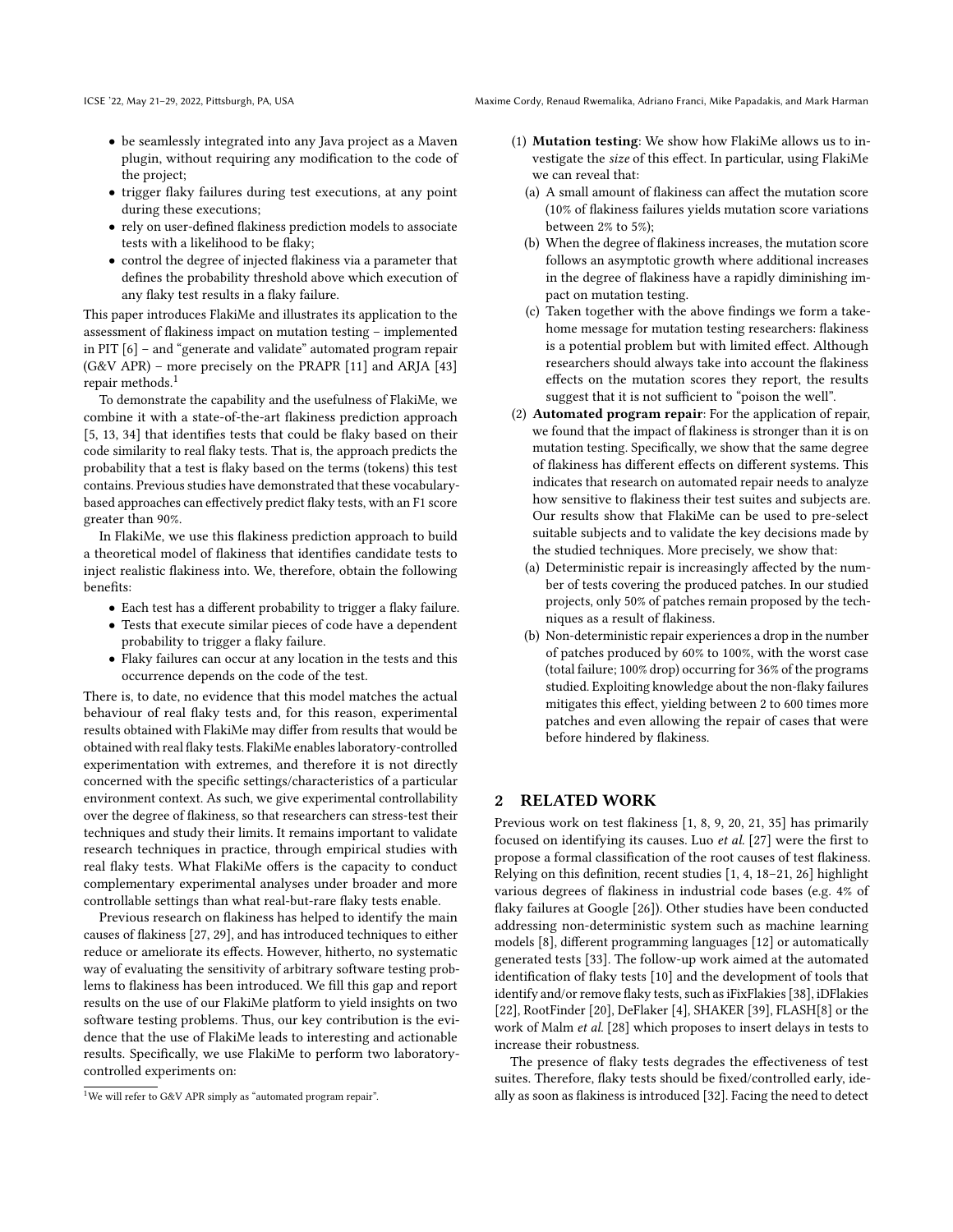- be seamlessly integrated into any Java project as a Maven plugin, without requiring any modification to the code of the project;
- trigger flaky failures during test executions, at any point during these executions;
- rely on user-defined flakiness prediction models to associate tests with a likelihood to be flaky;
- control the degree of injected flakiness via a parameter that defines the probability threshold above which execution of any flaky test results in a flaky failure.

This paper introduces FlakiMe and illustrates its application to the assessment of flakiness impact on mutation testing – implemented in PIT [6] – and "generate and validate" automated program repair (G&V APR) – more precisely on the PRAPR [11] and ARJA [43] repair methods.[1]

To demonstrate the capability and the usefulness of FlakiMe, we combine it with a state-of-the-art flakiness prediction approach [5, 13, 34] that identifies tests that could be flaky based on their code similarity to real flaky tests. That is, the approach predicts the probability that a test is flaky based on the terms (tokens) this test contains. Previous studies have demonstrated that these vocabulary-based approaches can effectively predict flaky tests, with an F1 score greater than 90%.

In FlakiMe, we use this flakiness prediction approach to build a theoretical model of flakiness that identifies candidate tests to inject realistic flakiness into. We, therefore, obtain the following benefits:

- Each test has a different probability to trigger a flaky failure.
- Tests that execute similar pieces of code have a dependent probability to trigger a flaky failure.
- Flaky failures can occur at any location in the tests and this occurrence depends on the code of the test.

There is, to date, no evidence that this model matches the actual behaviour of real flaky tests and, for this reason, experimental results obtained with FlakiMe may differ from results that would be obtained with real flaky tests. FlakiMe enables laboratory-controlled experimentation with extremes, and therefore it is not directly concerned with the specific settings/characteristics of a particular environment context. As such, we give experimental controllability over the degree of flakiness, so that researchers can stress-test their techniques and study their limits. It remains important to validate research techniques in practice, through empirical studies with real flaky tests. What FlakiMe offers is the capacity to conduct complementary experimental analyses under broader and more controllable settings than what real-but-rare flaky tests enable.

Previous research on flakiness has helped to identify the main causes of flakiness [27, 29], and has introduced techniques to either reduce or ameliorate its effects. However, hitherto, no systematic way of evaluating the sensitivity of arbitrary software testing problems to flakiness has been introduced. We fill this gap and report results on the use of our FlakiMe platform to yield insights on two software testing problems. Thus, our key contribution is the evidence that the use of FlakiMe leads to interesting and actionable results. Specifically, we use FlakiMe to perform two laboratory-controlled experiments on:

(1) **Mutation testing**: We show how FlakiMe allows us to investigate the *size* of this effect. In particular, using FlakiMe we can reveal that:
   (a) A small amount of flakiness can affect the mutation score (10% of flakiness failures yields mutation score variations between 2% to 5%);
   (b) When the degree of flakiness increases, the mutation score follows an asymptotic growth where additional increases in the degree of flakiness have a rapidly diminishing impact on mutation testing.
   (c) Taken together with the above findings we form a take-home message for mutation testing researchers: flakiness is a potential problem but with limited effect. Although researchers should always take into account the flakiness effects on the mutation scores they report, the results suggest that it is not sufficient to "poison the well".

(2) **Automated program repair**: For the application of repair, we found that the impact of flakiness is stronger than it is on mutation testing. Specifically, we show that the same degree of flakiness has different effects on different systems. This indicates that research on automated repair needs to analyze how sensitive to flakiness their test suites and subjects are. Our results show that FlakiMe can be used to pre-select suitable subjects and to validate the key decisions made by the studied techniques. More precisely, we show that:
   (a) Deterministic repair is increasingly affected by the number of tests covering the produced patches. In our studied projects, only 50% of patches remain proposed by the techniques as a result of flakiness.
   (b) Non-deterministic repair experiences a drop in the number of patches produced by 60% to 100%, with the worst case (total failure; 100% drop) occurring for 36% of the programs studied. Exploiting knowledge about the non-flaky failures mitigates this effect, yielding between 2 to 600 times more patches and even allowing the repair of cases that were before hindered by flakiness.

## 2 RELATED WORK

Previous work on test flakiness [1, 8, 9, 20, 21, 35] has primarily focused on identifying its causes. Luo *et al.* [27] were the first to propose a formal classification of the root causes of test flakiness. Relying on this definition, recent studies [1, 4, 18–21, 26] highlight various degrees of flakiness in industrial code bases (e.g. 4% of flaky failures at Google [26]). Other studies have been conducted addressing non-deterministic system such as machine learning models [8], different programming languages [12] or automatically generated tests [33]. The follow-up work aimed at the automated identification of flaky tests [10] and the development of tools that identify and/or remove flaky tests, such as iFixFlakies [38], iDFlakies [22], RootFinder [20], DeFlaker [4], SHAKER [39], FLASH[8] or the work of Malm *et al.* [28] which proposes to insert delays in tests to increase their robustness.

The presence of flaky tests degrades the effectiveness of test suites. Therefore, flaky tests should be fixed/controlled early, ideally as soon as flakiness is introduced [32]. Facing the need to detect

[1] We will refer to G&V APR simply as "automated program repair".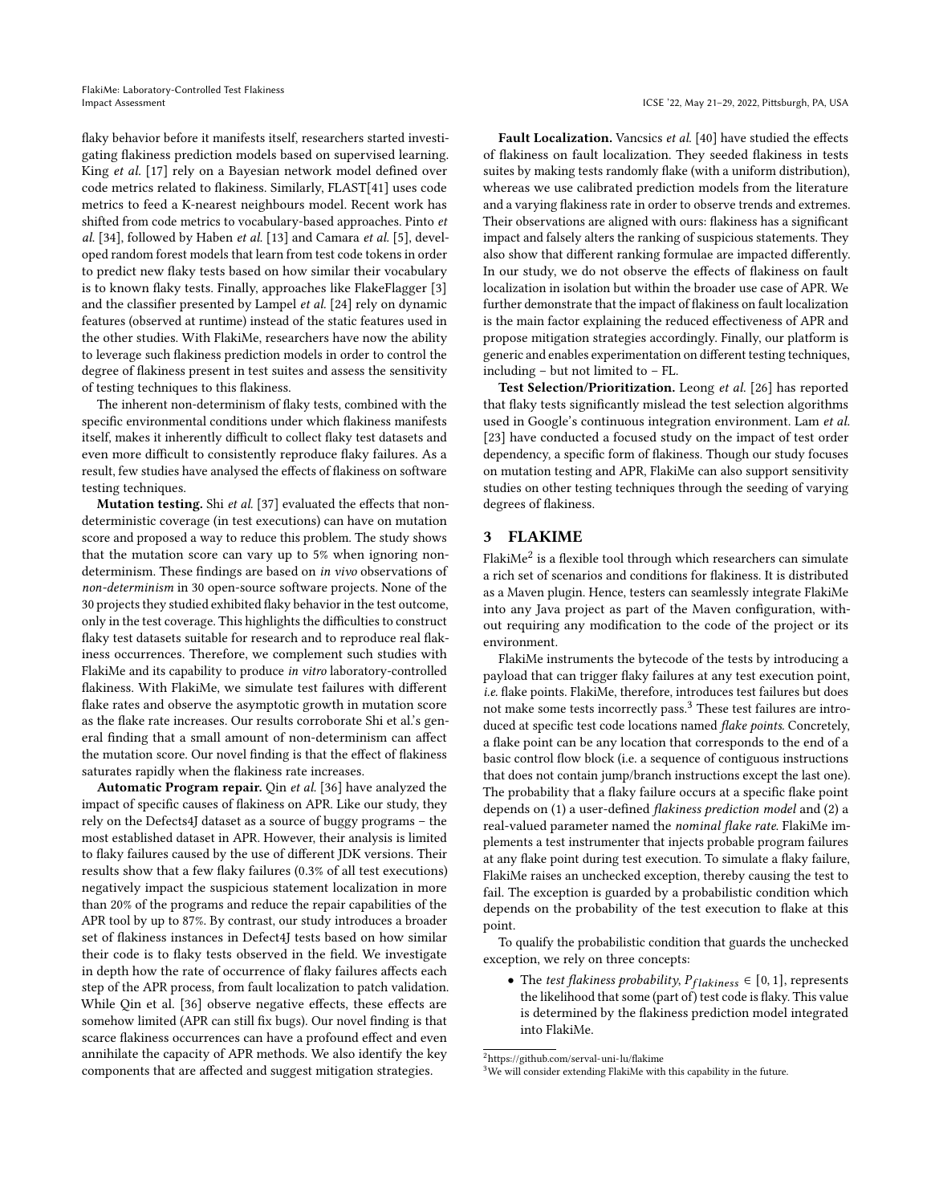flaky behavior before it manifests itself, researchers started investigating flakiness prediction models based on supervised learning. King *et al.* [17] rely on a Bayesian network model defined over code metrics related to flakiness. Similarly, FLAST[41] uses code metrics to feed a K-nearest neighbours model. Recent work has shifted from code metrics to vocabulary-based approaches. Pinto *et al.* [34], followed by Haben *et al.* [13] and Camara *et al.* [5], developed random forest models that learn from test code tokens in order to predict new flaky tests based on how similar their vocabulary is to known flaky tests. Finally, approaches like FlakeFlagger [3] and the classifier presented by Lampel *et al.* [24] rely on dynamic features (observed at runtime) instead of the static features used in the other studies. With FlakiMe, researchers have now the ability to leverage such flakiness prediction models in order to control the degree of flakiness present in test suites and assess the sensitivity of testing techniques to this flakiness.

The inherent non-determinism of flaky tests, combined with the specific environmental conditions under which flakiness manifests itself, makes it inherently difficult to collect flaky test datasets and even more difficult to consistently reproduce flaky failures. As a result, few studies have analysed the effects of flakiness on software testing techniques.

**Mutation testing.** Shi *et al.* [37] evaluated the effects that non-deterministic coverage (in test executions) can have on mutation score and proposed a way to reduce this problem. The study shows that the mutation score can vary up to 5% when ignoring non-determinism. These findings are based on *in vivo* observations of *non-determinism* in 30 open-source software projects. None of the 30 projects they studied exhibited flaky behavior in the test outcome, only in the test coverage. This highlights the difficulties to construct flaky test datasets suitable for research and to reproduce real flakiness occurrences. Therefore, we complement such studies with FlakiMe and its capability to produce *in vitro* laboratory-controlled flakiness. With FlakiMe, we simulate test failures with different flake rates and observe the asymptotic growth in mutation score as the flake rate increases. Our results corroborate Shi et al.'s general finding that a small amount of non-determinism can affect the mutation score. Our novel finding is that the effect of flakiness saturates rapidly when the flakiness rate increases.

**Automatic Program repair.** Qin *et al.* [36] have analyzed the impact of specific causes of flakiness on APR. Like our study, they rely on the Defects4J dataset as a source of buggy programs – the most established dataset in APR. However, their analysis is limited to flaky failures caused by the use of different JDK versions. Their results show that a few flaky failures (0.3% of all test executions) negatively impact the suspicious statement localization in more than 20% of the programs and reduce the repair capabilities of the APR tool by up to 87%. By contrast, our study introduces a broader set of flakiness instances in Defect4J tests based on how similar their code is to flaky tests observed in the field. We investigate in depth how the rate of occurrence of flaky failures affects each step of the APR process, from fault localization to patch validation. While Qin et al. [36] observe negative effects, these effects are somehow limited (APR can still fix bugs). Our novel finding is that scarce flakiness occurrences can have a profound effect and even annihilate the capacity of APR methods. We also identify the key components that are affected and suggest mitigation strategies.

**Fault Localization.** Vancsics *et al.* [40] have studied the effects of flakiness on fault localization. They seeded flakiness in tests suites by making tests randomly flake (with a uniform distribution), whereas we use calibrated prediction models from the literature and a varying flakiness rate in order to observe trends and extremes. Their observations are aligned with ours: flakiness has a significant impact and falsely alters the ranking of suspicious statements. They also show that different ranking formulae are impacted differently. In our study, we do not observe the effects of flakiness on fault localization in isolation but within the broader use case of APR. We further demonstrate that the impact of flakiness on fault localization is the main factor explaining the reduced effectiveness of APR and propose mitigation strategies accordingly. Finally, our platform is generic and enables experimentation on different testing techniques, including – but not limited to – FL.

**Test Selection/Prioritization.** Leong *et al.* [26] has reported that flaky tests significantly mislead the test selection algorithms used in Google's continuous integration environment. Lam *et al.* [23] have conducted a focused study on the impact of test order dependency, a specific form of flakiness. Though our study focuses on mutation testing and APR, FlakiMe can also support sensitivity studies on other testing techniques through the seeding of varying degrees of flakiness.

## 3 FLAKIME

FlakiMe[2] is a flexible tool through which researchers can simulate a rich set of scenarios and conditions for flakiness. It is distributed as a Maven plugin. Hence, testers can seamlessly integrate FlakiMe into any Java project as part of the Maven configuration, without requiring any modification to the code of the project or its environment.

FlakiMe instruments the bytecode of the tests by introducing a payload that can trigger flaky failures at any test execution point, *i.e.* flake points. FlakiMe, therefore, introduces test failures but does not make some tests incorrectly pass.[3] These test failures are introduced at specific test code locations named *flake points*. Concretely, a flake point can be any location that corresponds to the end of a basic control flow block (i.e. a sequence of contiguous instructions that does not contain jump/branch instructions except the last one). The probability that a flaky failure occurs at a specific flake point depends on (1) a user-defined *flakiness prediction model* and (2) a real-valued parameter named the *nominal flake rate*. FlakiMe implements a test instrumenter that injects probable program failures at any flake point during test execution. To simulate a flaky failure, FlakiMe raises an unchecked exception, thereby causing the test to fail. The exception is guarded by a probabilistic condition which depends on the probability of the test execution to flake at this point.

To qualify the probabilistic condition that guards the unchecked exception, we rely on three concepts:

- The *test flakiness probability*, $P_{flakiness} \in [0, 1]$, represents the likelihood that some (part of) test code is flaky. This value is determined by the flakiness prediction model integrated into FlakiMe.

[2] https://github.com/serval-uni-lu/flakime
[3] We will consider extending FlakiMe with this capability in the future.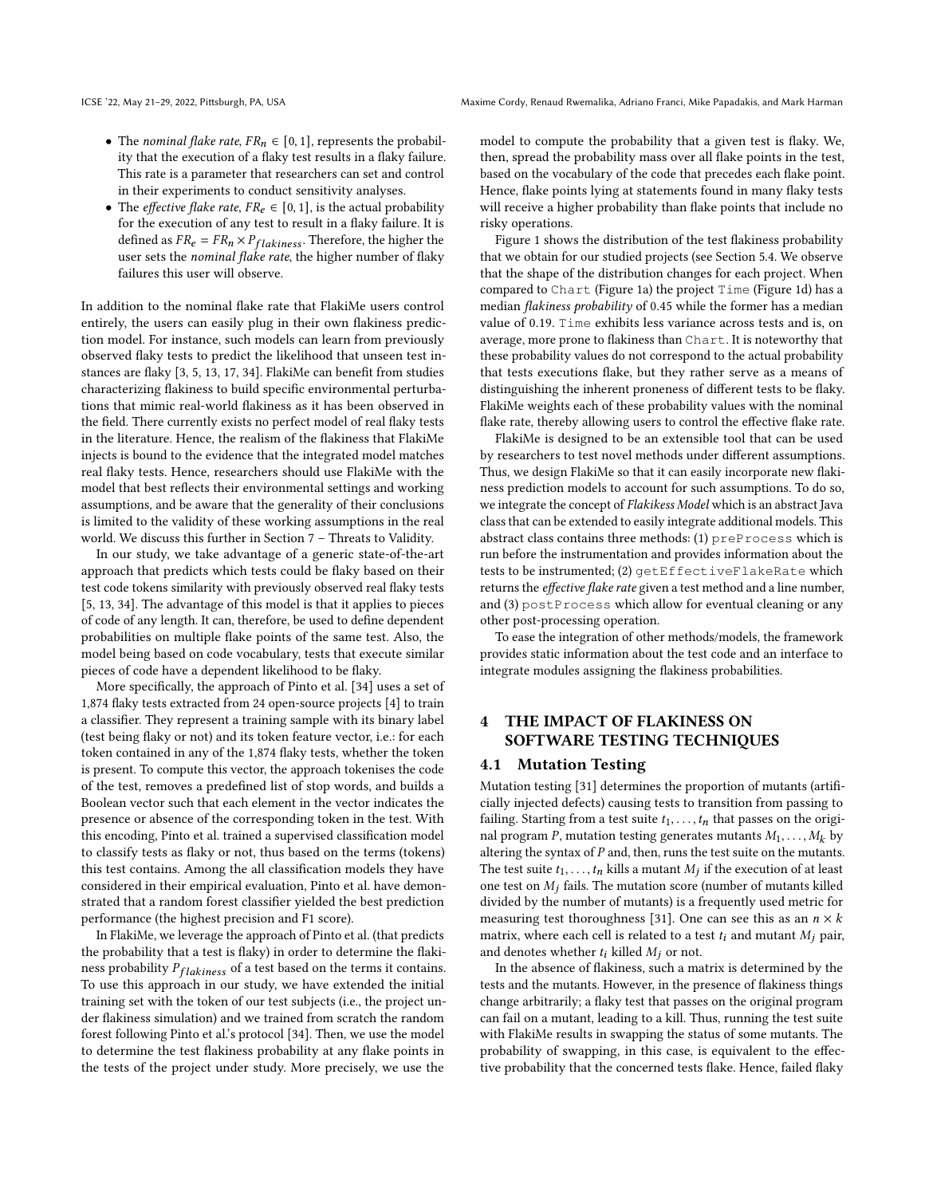- The *nominal flake rate*, $FR_n \in [0, 1]$, represents the probability that the execution of a flaky test results in a flaky failure. This rate is a parameter that researchers can set and control in their experiments to conduct sensitivity analyses.
- The *effective flake rate*, $FR_e \in [0, 1]$, is the actual probability for the execution of any test to result in a flaky failure. It is defined as $FR_e = FR_n \times P_{flakiness}$. Therefore, the higher the user sets the *nominal flake rate*, the higher number of flaky failures this user will observe.

In addition to the nominal flake rate that FlakiMe users control entirely, the users can easily plug in their own flakiness prediction model. For instance, such models can learn from previously observed flaky tests to predict the likelihood that unseen test instances are flaky [3, 5, 13, 17, 34]. FlakiMe can benefit from studies characterizing flakiness to build specific environmental perturbations that mimic real-world flakiness as it has been observed in the field. There currently exists no perfect model of real flaky tests in the literature. Hence, the realism of the flakiness that FlakiMe injects is bound to the evidence that the integrated model matches real flaky tests. Hence, researchers should use FlakiMe with the model that best reflects their environmental settings and working assumptions, and be aware that the generality of their conclusions is limited to the validity of these working assumptions in the real world. We discuss this further in Section 7 – Threats to Validity.

In our study, we take advantage of a generic state-of-the-art approach that predicts which tests could be flaky based on their test code tokens similarity with previously observed real flaky tests [5, 13, 34]. The advantage of this model is that it applies to pieces of code of any length. It can, therefore, be used to define dependent probabilities on multiple flake points of the same test. Also, the model being based on code vocabulary, tests that execute similar pieces of code have a dependent likelihood to be flaky.

More specifically, the approach of Pinto et al. [34] uses a set of 1,874 flaky tests extracted from 24 open-source projects [4] to train a classifier. They represent a training sample with its binary label (test being flaky or not) and its token feature vector, i.e.: for each token contained in any of the 1,874 flaky tests, whether the token is present. To compute this vector, the approach tokenises the code of the test, removes a predefined list of stop words, and builds a Boolean vector such that each element in the vector indicates the presence or absence of the corresponding token in the test. With this encoding, Pinto et al. trained a supervised classification model to classify tests as flaky or not, thus based on the terms (tokens) this test contains. Among the all classification models they have considered in their empirical evaluation, Pinto et al. have demonstrated that a random forest classifier yielded the best prediction performance (the highest precision and F1 score).

In FlakiMe, we leverage the approach of Pinto et al. (that predicts the probability that a test is flaky) in order to determine the flakiness probability $P_{flakiness}$ of a test based on the terms it contains. To use this approach in our study, we have extended the initial training set with the token of our test subjects (i.e., the project under flakiness simulation) and we trained from scratch the random forest following Pinto et al.'s protocol [34]. Then, we use the model to determine the test flakiness probability at any flake points in the tests of the project under study. More precisely, we use the model to compute the probability that a given test is flaky. We, then, spread the probability mass over all flake points in the test, based on the vocabulary of the code that precedes each flake point. Hence, flake points lying at statements found in many flaky tests will receive a higher probability than flake points that include no risky operations.

Figure 1 shows the distribution of the test flakiness probability that we obtain for our studied projects (see Section 5.4. We observe that the shape of the distribution changes for each project. When compared to `Chart` (Figure 1a) the project `Time` (Figure 1d) has a median *flakiness probability* of 0.45 while the former has a median value of 0.19. `Time` exhibits less variance across tests and is, on average, more prone to flakiness than `Chart`. It is noteworthy that these probability values do not correspond to the actual probability that tests executions flake, but they rather serve as a means of distinguishing the inherent proneness of different tests to be flaky. FlakiMe weights each of these probability values with the nominal flake rate, thereby allowing users to control the effective flake rate.

FlakiMe is designed to be an extensible tool that can be used by researchers to test novel methods under different assumptions. Thus, we design FlakiMe so that it can easily incorporate new flakiness prediction models to account for such assumptions. To do so, we integrate the concept of *Flakikess Model* which is an abstract Java class that can be extended to easily integrate additional models. This abstract class contains three methods: (1) `preProcess` which is run before the instrumentation and provides information about the tests to be instrumented; (2) `getEffectiveFlakeRate` which returns the *effective flake rate* given a test method and a line number, and (3) `postProcess` which allow for eventual cleaning or any other post-processing operation.

To ease the integration of other methods/models, the framework provides static information about the test code and an interface to integrate modules assigning the flakiness probabilities.

# 4 THE IMPACT OF FLAKINESS ON SOFTWARE TESTING TECHNIQUES

## 4.1 Mutation Testing

Mutation testing [31] determines the proportion of mutants (artificially injected defects) causing tests to transition from passing to failing. Starting from a test suite $t_1, \ldots, t_n$ that passes on the original program $P$, mutation testing generates mutants $M_1, \ldots, M_k$ by altering the syntax of $P$ and, then, runs the test suite on the mutants. The test suite $t_1, \ldots, t_n$ kills a mutant $M_j$ if the execution of at least one test on $M_j$ fails. The mutation score (number of mutants killed divided by the number of mutants) is a frequently used metric for measuring test thoroughness [31]. One can see this as an $n \times k$ matrix, where each cell is related to a test $t_i$ and mutant $M_j$ pair, and denotes whether $t_i$ killed $M_j$ or not.

In the absence of flakiness, such a matrix is determined by the tests and the mutants. However, in the presence of flakiness things change arbitrarily; a flaky test that passes on the original program can fail on a mutant, leading to a kill. Thus, running the test suite with FlakiMe results in swapping the status of some mutants. The probability of swapping, in this case, is equivalent to the effective probability that the concerned tests flake. Hence, failed flaky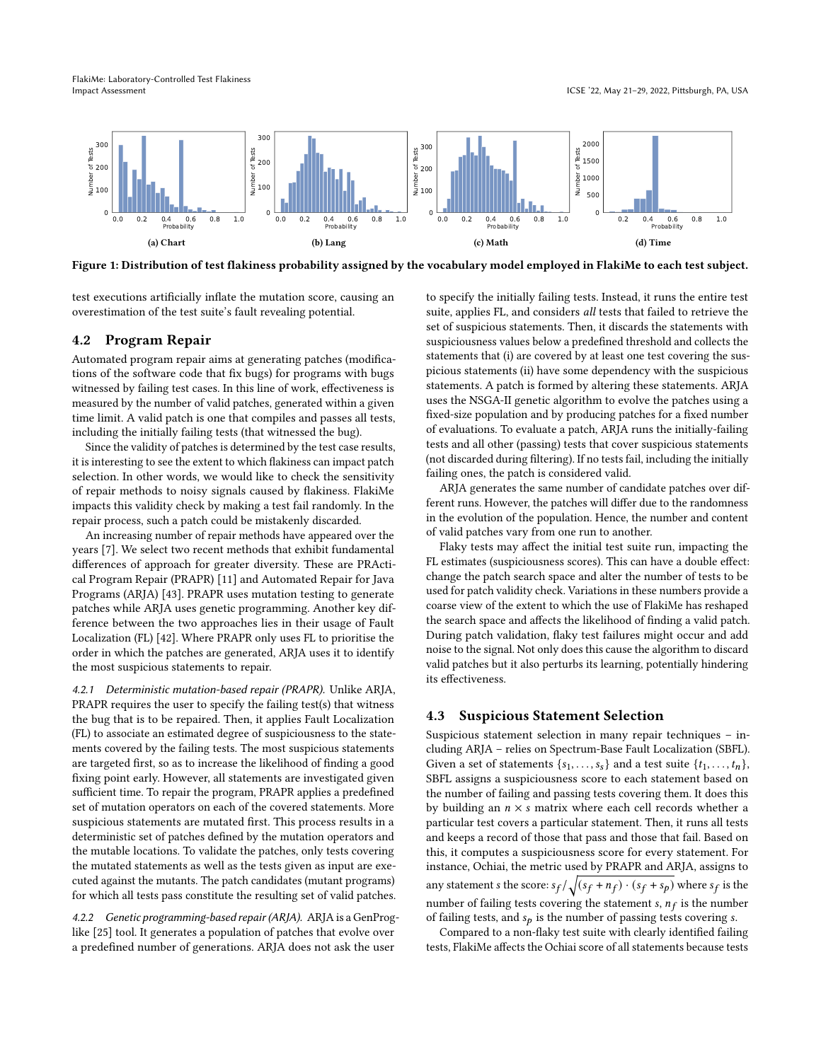Figure 1: Distribution of test flakiness probability assigned by the vocabulary model employed in FlakiMe to each test subject.

(a) Chart (b) Lang (c) Math (d) Time

test executions artificially inflate the mutation score, causing an overestimation of the test suite's fault revealing potential.

## 4.2 Program Repair

Automated program repair aims at generating patches (modifications of the software code that fix bugs) for programs with bugs witnessed by failing test cases. In this line of work, effectiveness is measured by the number of valid patches, generated within a given time limit. A valid patch is one that compiles and passes all tests, including the initially failing tests (that witnessed the bug).

Since the validity of patches is determined by the test case results, it is interesting to see the extent to which flakiness can impact patch selection. In other words, we would like to check the sensitivity of repair methods to noisy signals caused by flakiness. FlakiMe impacts this validity check by making a test fail randomly. In the repair process, such a patch could be mistakenly discarded.

An increasing number of repair methods have appeared over the years [7]. We select two recent methods that exhibit fundamental differences of approach for greater diversity. These are PRActical Program Repair (PRAPR) [11] and Automated Repair for Java Programs (ARJA) [43]. PRAPR uses mutation testing to generate patches while ARJA uses genetic programming. Another key difference between the two approaches lies in their usage of Fault Localization (FL) [42]. Where PRAPR only uses FL to prioritise the order in which the patches are generated, ARJA uses it to identify the most suspicious statements to repair.

*4.2.1 Deterministic mutation-based repair (PRAPR).* Unlike ARJA, PRAPR requires the user to specify the failing test(s) that witness the bug that is to be repaired. Then, it applies Fault Localization (FL) to associate an estimated degree of suspiciousness to the statements covered by the failing tests. The most suspicious statements are targeted first, so as to increase the likelihood of finding a good fixing point early. However, all statements are investigated given sufficient time. To repair the program, PRAPR applies a predefined set of mutation operators on each of the covered statements. More suspicious statements are mutated first. This process results in a deterministic set of patches defined by the mutation operators and the mutable locations. To validate the patches, only tests covering the mutated statements as well as the tests given as input are executed against the mutants. The patch candidates (mutant programs) for which all tests pass constitute the resulting set of valid patches.

*4.2.2 Genetic programming-based repair (ARJA).* ARJA is a GenProg-like [25] tool. It generates a population of patches that evolve over a predefined number of generations. ARJA does not ask the user to specify the initially failing tests. Instead, it runs the entire test suite, applies FL, and considers *all* tests that failed to retrieve the set of suspicious statements. Then, it discards the statements with suspiciousness values below a predefined threshold and collects the statements that (i) are covered by at least one test covering the suspicious statements (ii) have some dependency with the suspicious statements. A patch is formed by altering these statements. ARJA uses the NSGA-II genetic algorithm to evolve the patches using a fixed-size population and by producing patches for a fixed number of evaluations. To evaluate a patch, ARJA runs the initially-failing tests and all other (passing) tests that cover suspicious statements (not discarded during filtering). If no tests fail, including the initially failing ones, the patch is considered valid.

ARJA generates the same number of candidate patches over different runs. However, the patches will differ due to the randomness in the evolution of the population. Hence, the number and content of valid patches vary from one run to another.

Flaky tests may affect the initial test suite run, impacting the FL estimates (suspiciousness scores). This can have a double effect: change the patch search space and alter the number of tests to be used for patch validity check. Variations in these numbers provide a coarse view of the extent to which the use of FlakiMe has reshaped the search space and affects the likelihood of finding a valid patch. During patch validation, flaky test failures might occur and add noise to the signal. Not only does this cause the algorithm to discard valid patches but it also perturbs its learning, potentially hindering its effectiveness.

## 4.3 Suspicious Statement Selection

Suspicious statement selection in many repair techniques – including ARJA – relies on Spectrum-Base Fault Localization (SBFL). Given a set of statements $\{s_1, \ldots, s_s\}$ and a test suite $\{t_1, \ldots, t_n\}$, SBFL assigns a suspiciousness score to each statement based on the number of failing and passing tests covering them. It does this by building an $n \times s$ matrix where each cell records whether a particular test covers a particular statement. Then, it runs all tests and keeps a record of those that pass and those that fail. Based on this, it computes a suspiciousness score for every statement. For instance, Ochiai, the metric used by PRAPR and ARJA, assigns to any statement $s$ the score: $s_f / \sqrt{(s_f + n_f) \cdot (s_f + s_p)}$ where $s_f$ is the number of failing tests covering the statement $s$, $n_f$ is the number of failing tests, and $s_p$ is the number of passing tests covering $s$.

Compared to a non-flaky test suite with clearly identified failing tests, FlakiMe affects the Ochiai score of all statements because tests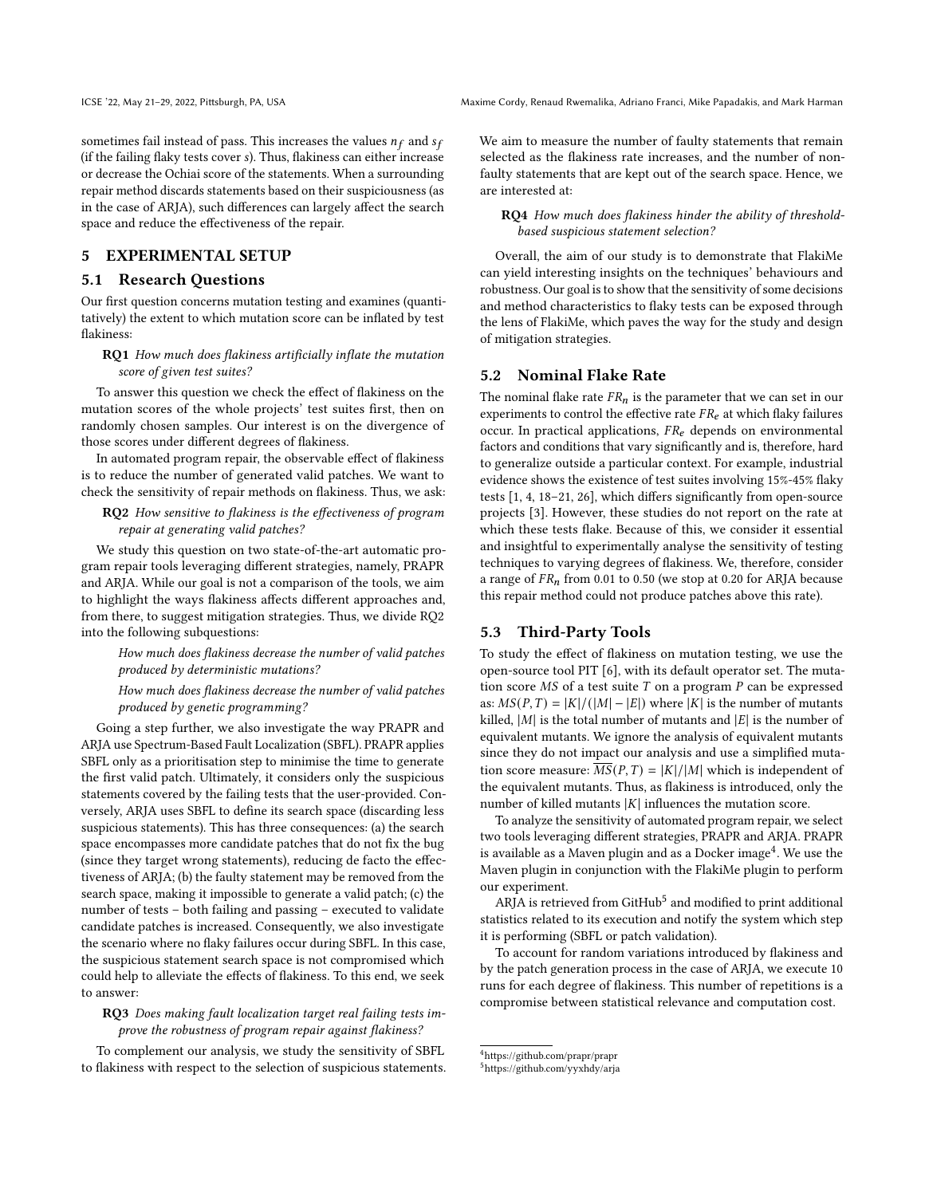sometimes fail instead of pass. This increases the values $n_f$ and $s_f$ (if the failing flaky tests cover $s$). Thus, flakiness can either increase or decrease the Ochiai score of the statements. When a surrounding repair method discards statements based on their suspiciousness (as in the case of ARJA), such differences can largely affect the search space and reduce the effectiveness of the repair.

## 5 EXPERIMENTAL SETUP

### 5.1 Research Questions

Our first question concerns mutation testing and examines (quantitatively) the extent to which mutation score can be inflated by test flakiness:

> **RQ1** *How much does flakiness artificially inflate the mutation score of given test suites?*

To answer this question we check the effect of flakiness on the mutation scores of the whole projects' test suites first, then on randomly chosen samples. Our interest is on the divergence of those scores under different degrees of flakiness.

In automated program repair, the observable effect of flakiness is to reduce the number of generated valid patches. We want to check the sensitivity of repair methods on flakiness. Thus, we ask:

> **RQ2** *How sensitive to flakiness is the effectiveness of program repair at generating valid patches?*

We study this question on two state-of-the-art automatic program repair tools leveraging different strategies, namely, PRAPR and ARJA. While our goal is not a comparison of the tools, we aim to highlight the ways flakiness affects different approaches and, from there, to suggest mitigation strategies. Thus, we divide RQ2 into the following subquestions:

> *How much does flakiness decrease the number of valid patches produced by deterministic mutations?*
>
> *How much does flakiness decrease the number of valid patches produced by genetic programming?*

Going a step further, we also investigate the way PRAPR and ARJA use Spectrum-Based Fault Localization (SBFL). PRAPR applies SBFL only as a prioritisation step to minimise the time to generate the first valid patch. Ultimately, it considers only the suspicious statements covered by the failing tests that the user-provided. Conversely, ARJA uses SBFL to define its search space (discarding less suspicious statements). This has three consequences: (a) the search space encompasses more candidate patches that do not fix the bug (since they target wrong statements), reducing de facto the effectiveness of ARJA; (b) the faulty statement may be removed from the search space, making it impossible to generate a valid patch; (c) the number of tests – both failing and passing – executed to validate candidate patches is increased. Consequently, we also investigate the scenario where no flaky failures occur during SBFL. In this case, the suspicious statement search space is not compromised which could help to alleviate the effects of flakiness. To this end, we seek to answer:

> **RQ3** *Does making fault localization target real failing tests improve the robustness of program repair against flakiness?*

To complement our analysis, we study the sensitivity of SBFL to flakiness with respect to the selection of suspicious statements. We aim to measure the number of faulty statements that remain selected as the flakiness rate increases, and the number of non-faulty statements that are kept out of the search space. Hence, we are interested at:

> **RQ4** *How much does flakiness hinder the ability of threshold-based suspicious statement selection?*

Overall, the aim of our study is to demonstrate that FlakiMe can yield interesting insights on the techniques' behaviours and robustness. Our goal is to show that the sensitivity of some decisions and method characteristics to flaky tests can be exposed through the lens of FlakiMe, which paves the way for the study and design of mitigation strategies.

### 5.2 Nominal Flake Rate

The nominal flake rate $FR_n$ is the parameter that we can set in our experiments to control the effective rate $FR_e$ at which flaky failures occur. In practical applications, $FR_e$ depends on environmental factors and conditions that vary significantly and is, therefore, hard to generalize outside a particular context. For example, industrial evidence shows the existence of test suites involving 15%-45% flaky tests [1, 4, 18–21, 26], which differs significantly from open-source projects [3]. However, these studies do not report on the rate at which these tests flake. Because of this, we consider it essential and insightful to experimentally analyse the sensitivity of testing techniques to varying degrees of flakiness. We, therefore, consider a range of $FR_n$ from 0.01 to 0.50 (we stop at 0.20 for ARJA because this repair method could not produce patches above this rate).

### 5.3 Third-Party Tools

To study the effect of flakiness on mutation testing, we use the open-source tool PIT [6], with its default operator set. The mutation score $MS$ of a test suite $T$ on a program $P$ can be expressed as: $MS(P, T) = |K|/(|M| - |E|)$ where $|K|$ is the number of mutants killed, $|M|$ is the total number of mutants and $|E|$ is the number of equivalent mutants. We ignore the analysis of equivalent mutants since they do not impact our analysis and use a simplified mutation score measure: $\overline{MS}(P, T) = |K|/|M|$ which is independent of the equivalent mutants. Thus, as flakiness is introduced, only the number of killed mutants $|K|$ influences the mutation score.

To analyze the sensitivity of automated program repair, we select two tools leveraging different strategies, PRAPR and ARJA. PRAPR is available as a Maven plugin and as a Docker image[4]. We use the Maven plugin in conjunction with the FlakiMe plugin to perform our experiment.

ARJA is retrieved from GitHub[5] and modified to print additional statistics related to its execution and notify the system which step it is performing (SBFL or patch validation).

To account for random variations introduced by flakiness and by the patch generation process in the case of ARJA, we execute 10 runs for each degree of flakiness. This number of repetitions is a compromise between statistical relevance and computation cost.

---

[4] https://github.com/prapr/prapr

[5] https://github.com/yyxhdy/arja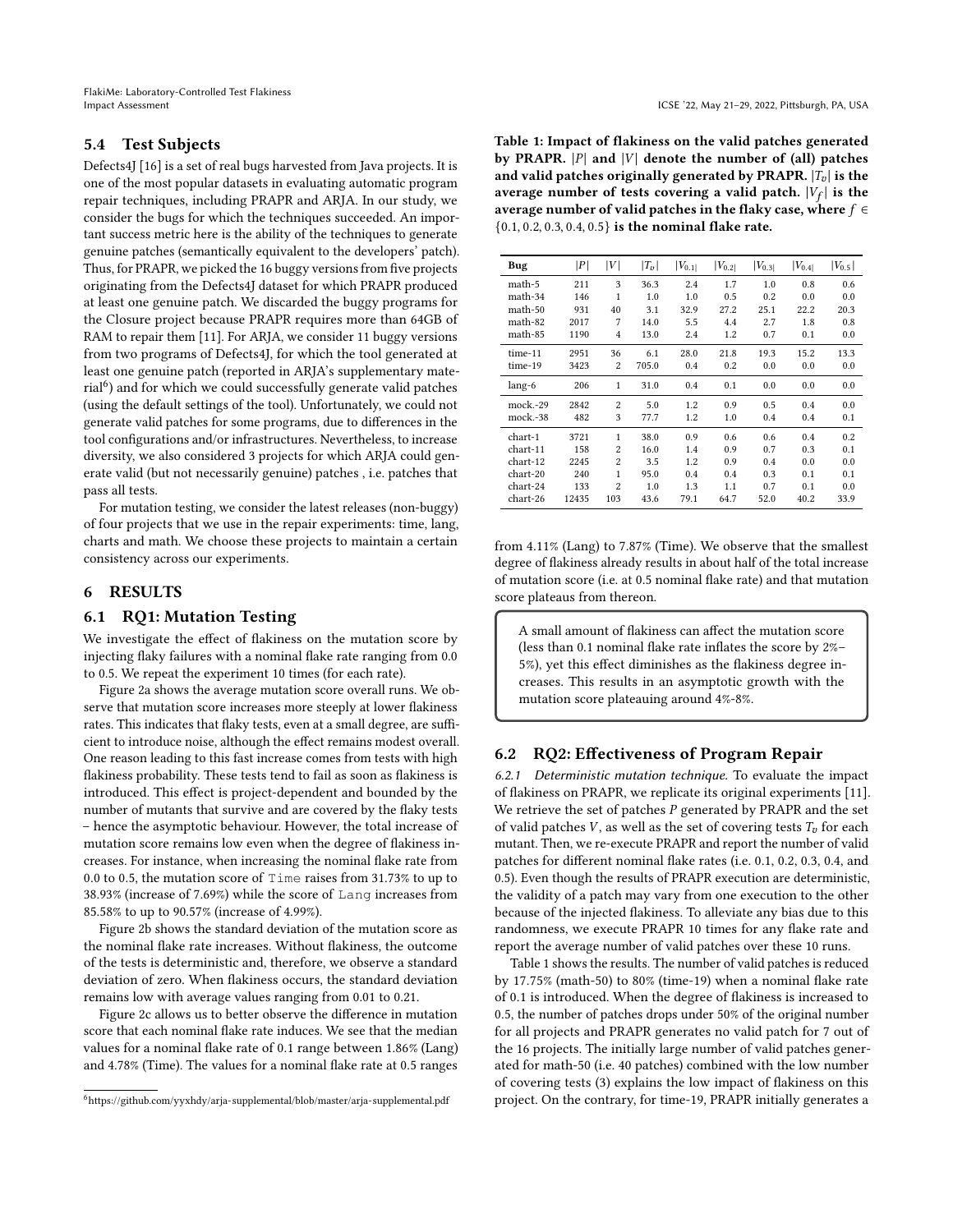### 5.4 Test Subjects

Defects4J [16] is a set of real bugs harvested from Java projects. It is one of the most popular datasets in evaluating automatic program repair techniques, including PRAPR and ARJA. In our study, we consider the bugs for which the techniques succeeded. An important success metric here is the ability of the techniques to generate genuine patches (semantically equivalent to the developers' patch). Thus, for PRAPR, we picked the 16 buggy versions from five projects originating from the Defects4J dataset for which PRAPR produced at least one genuine patch. We discarded the buggy programs for the Closure project because PRAPR requires more than 64GB of RAM to repair them [11]. For ARJA, we consider 11 buggy versions from two programs of Defects4J, for which the tool generated at least one genuine patch (reported in ARJA's supplementary material[6]) and for which we could successfully generate valid patches (using the default settings of the tool). Unfortunately, we could not generate valid patches for some programs, due to differences in the tool configurations and/or infrastructures. Nevertheless, to increase diversity, we also considered 3 projects for which ARJA could generate valid (but not necessarily genuine) patches , i.e. patches that pass all tests.

For mutation testing, we consider the latest releases (non-buggy) of four projects that we use in the repair experiments: time, lang, charts and math. We choose these projects to maintain a certain consistency across our experiments.

## 6 RESULTS

### 6.1 RQ1: Mutation Testing

We investigate the effect of flakiness on the mutation score by injecting flaky failures with a nominal flake rate ranging from 0.0 to 0.5. We repeat the experiment 10 times (for each rate).

Figure 2a shows the average mutation score overall runs. We observe that mutation score increases more steeply at lower flakiness rates. This indicates that flaky tests, even at a small degree, are sufficient to introduce noise, although the effect remains modest overall. One reason leading to this fast increase comes from tests with high flakiness probability. These tests tend to fail as soon as flakiness is introduced. This effect is project-dependent and bounded by the number of mutants that survive and are covered by the flaky tests – hence the asymptotic behaviour. However, the total increase of mutation score remains low even when the degree of flakiness increases. For instance, when increasing the nominal flake rate from 0.0 to 0.5, the mutation score of `Time` raises from 31.73% to up to 38.93% (increase of 7.69%) while the score of `Lang` increases from 85.58% to up to 90.57% (increase of 4.99%).

Figure 2b shows the standard deviation of the mutation score as the nominal flake rate increases. Without flakiness, the outcome of the tests is deterministic and, therefore, we observe a standard deviation of zero. When flakiness occurs, the standard deviation remains low with average values ranging from 0.01 to 0.21.

Figure 2c allows us to better observe the difference in mutation score that each nominal flake rate induces. We see that the median values for a nominal flake rate of 0.1 range between 1.86% (Lang) and 4.78% (Time). The values for a nominal flake rate at 0.5 ranges from 4.11% (Lang) to 7.87% (Time). We observe that the smallest degree of flakiness already results in about half of the total increase of mutation score (i.e. at 0.5 nominal flake rate) and that mutation score plateaus from thereon.

> A small amount of flakiness can affect the mutation score (less than 0.1 nominal flake rate inflates the score by 2%–5%), yet this effect diminishes as the flakiness degree increases. This results in an asymptotic growth with the mutation score plateauing around 4%-8%.

[6] https://github.com/yyxhdy/arja-supplemental/blob/master/arja-supplemental.pdf

**Table 1: Impact of flakiness on the valid patches generated by PRAPR. $|P|$ and $|V|$ denote the number of (all) patches and valid patches originally generated by PRAPR. $|T_v|$ is the average number of tests covering a valid patch. $|V_f|$ is the average number of valid patches in the flaky case, where $f \in \{0.1, 0.2, 0.3, 0.4, 0.5\}$ is the nominal flake rate.**

| Bug | $\|P\|$ | $\|V\|$ | $\|T_v\|$ | $\|V_{0.1}\|$ | $\|V_{0.2}\|$ | $\|V_{0.3}\|$ | $\|V_{0.4}\|$ | $\|V_{0.5}\|$ |
|---|---|---|---|---|---|---|---|---|
| math-5 | 211 | 3 | 36.3 | 2.4 | 1.7 | 1.0 | 0.8 | 0.6 |
| math-34 | 146 | 1 | 1.0 | 1.0 | 0.5 | 0.2 | 0.0 | 0.0 |
| math-50 | 931 | 40 | 3.1 | 32.9 | 27.2 | 25.1 | 22.2 | 20.3 |
| math-82 | 2017 | 7 | 14.0 | 5.5 | 4.4 | 2.7 | 1.8 | 0.8 |
| math-85 | 1190 | 4 | 13.0 | 2.4 | 1.2 | 0.7 | 0.1 | 0.0 |
| time-11 | 2951 | 36 | 6.1 | 28.0 | 21.8 | 19.3 | 15.2 | 13.3 |
| time-19 | 3423 | 2 | 705.0 | 0.4 | 0.2 | 0.0 | 0.0 | 0.0 |
| lang-6 | 206 | 1 | 31.0 | 0.4 | 0.1 | 0.0 | 0.0 | 0.0 |
| mock.-29 | 2842 | 2 | 5.0 | 1.2 | 0.9 | 0.5 | 0.4 | 0.0 |
| mock.-38 | 482 | 3 | 77.7 | 1.2 | 1.0 | 0.4 | 0.4 | 0.1 |
| chart-1 | 3721 | 1 | 38.0 | 0.9 | 0.6 | 0.6 | 0.4 | 0.2 |
| chart-11 | 158 | 2 | 16.0 | 1.4 | 0.9 | 0.7 | 0.3 | 0.1 |
| chart-12 | 2245 | 2 | 3.5 | 1.2 | 0.9 | 0.4 | 0.0 | 0.0 |
| chart-20 | 240 | 1 | 95.0 | 0.4 | 0.4 | 0.3 | 0.1 | 0.1 |
| chart-24 | 133 | 2 | 1.0 | 1.3 | 1.1 | 0.7 | 0.1 | 0.0 |
| chart-26 | 12435 | 103 | 43.6 | 79.1 | 64.7 | 52.0 | 40.2 | 33.9 |

### 6.2 RQ2: Effectiveness of Program Repair

*6.2.1 Deterministic mutation technique.* To evaluate the impact of flakiness on PRAPR, we replicate its original experiments [11]. We retrieve the set of patches $P$ generated by PRAPR and the set of valid patches $V$, as well as the set of covering tests $T_v$ for each mutant. Then, we re-execute PRAPR and report the number of valid patches for different nominal flake rates (i.e. 0.1, 0.2, 0.3, 0.4, and 0.5). Even though the results of PRAPR execution are deterministic, the validity of a patch may vary from one execution to the other because of the injected flakiness. To alleviate any bias due to this randomness, we execute PRAPR 10 times for any flake rate and report the average number of valid patches over these 10 runs.

Table 1 shows the results. The number of valid patches is reduced by 17.75% (math-50) to 80% (time-19) when a nominal flake rate of 0.1 is introduced. When the degree of flakiness is increased to 0.5, the number of patches drops under 50% of the original number for all projects and PRAPR generates no valid patch for 7 out of the 16 projects. The initially large number of valid patches generated for math-50 (i.e. 40 patches) combined with the low number of covering tests (3) explains the low impact of flakiness on this project. On the contrary, for time-19, PRAPR initially generates a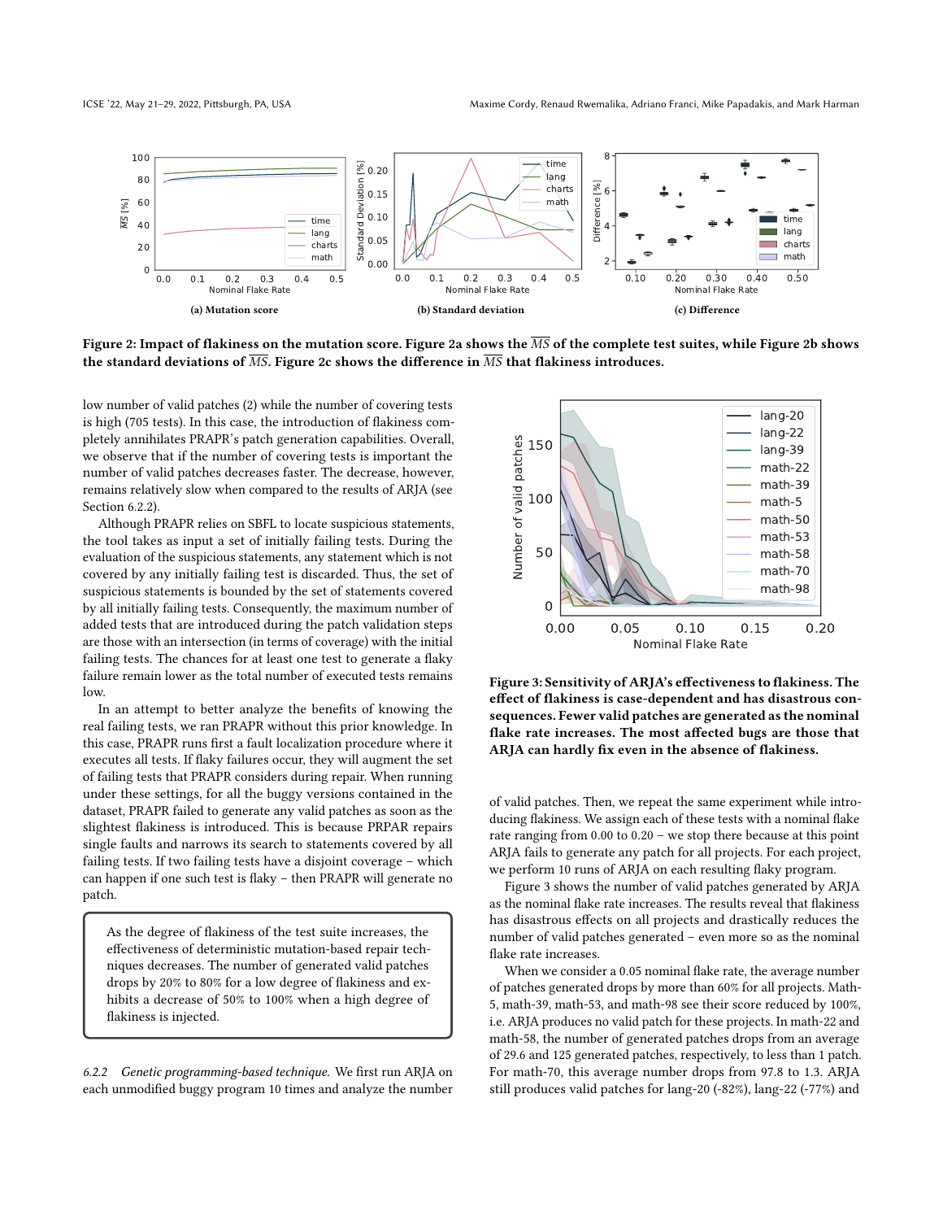**(a) Mutation score** **(b) Standard deviation** **(c) Difference**

**Figure 2: Impact of flakiness on the mutation score. Figure 2a shows the $\overline{MS}$ of the complete test suites, while Figure 2b shows the standard deviations of $\overline{MS}$. Figure 2c shows the difference in $\overline{MS}$ that flakiness introduces.**

low number of valid patches (2) while the number of covering tests is high (705 tests). In this case, the introduction of flakiness completely annihilates PRAPR's patch generation capabilities. Overall, we observe that if the number of covering tests is important the number of valid patches decreases faster. The decrease, however, remains relatively slow when compared to the results of ARJA (see Section 6.2.2).

Although PRAPR relies on SBFL to locate suspicious statements, the tool takes as input a set of initially failing tests. During the evaluation of the suspicious statements, any statement which is not covered by any initially failing test is discarded. Thus, the set of suspicious statements is bounded by the set of statements covered by all initially failing tests. Consequently, the maximum number of added tests that are introduced during the patch validation steps are those with an intersection (in terms of coverage) with the initial failing tests. The chances for at least one test to generate a flaky failure remain lower as the total number of executed tests remains low.

In an attempt to better analyze the benefits of knowing the real failing tests, we ran PRAPR without this prior knowledge. In this case, PRAPR runs first a fault localization procedure where it executes all tests. If flaky failures occur, they will augment the set of failing tests that PRAPR considers during repair. When running under these settings, for all the buggy versions contained in the dataset, PRAPR failed to generate any valid patches as soon as the slightest flakiness is introduced. This is because PRPAR repairs single faults and narrows its search to statements covered by all failing tests. If two failing tests have a disjoint coverage – which can happen if one such test is flaky – then PRAPR will generate no patch.

> As the degree of flakiness of the test suite increases, the effectiveness of deterministic mutation-based repair techniques decreases. The number of generated valid patches drops by 20% to 80% for a low degree of flakiness and exhibits a decrease of 50% to 100% when a high degree of flakiness is injected.

*6.2.2 Genetic programming-based technique.* We first run ARJA on each unmodified buggy program 10 times and analyze the number of valid patches. Then, we repeat the same experiment while introducing flakiness. We assign each of these tests with a nominal flake rate ranging from 0.00 to 0.20 – we stop there because at this point ARJA fails to generate any patch for all projects. For each project, we perform 10 runs of ARJA on each resulting flaky program.

**Figure 3: Sensitivity of ARJA's effectiveness to flakiness. The effect of flakiness is case-dependent and has disastrous consequences. Fewer valid patches are generated as the nominal flake rate increases. The most affected bugs are those that ARJA can hardly fix even in the absence of flakiness.**

Figure 3 shows the number of valid patches generated by ARJA as the nominal flake rate increases. The results reveal that flakiness has disastrous effects on all projects and drastically reduces the number of valid patches generated – even more so as the nominal flake rate increases.

When we consider a 0.05 nominal flake rate, the average number of patches generated drops by more than 60% for all projects. Math-5, math-39, math-53, and math-98 see their score reduced by 100%, i.e. ARJA produces no valid patch for these projects. In math-22 and math-58, the number of generated patches drops from an average of 29.6 and 125 generated patches, respectively, to less than 1 patch. For math-70, this average number drops from 97.8 to 1.3. ARJA still produces valid patches for lang-20 (-82%), lang-22 (-77%) and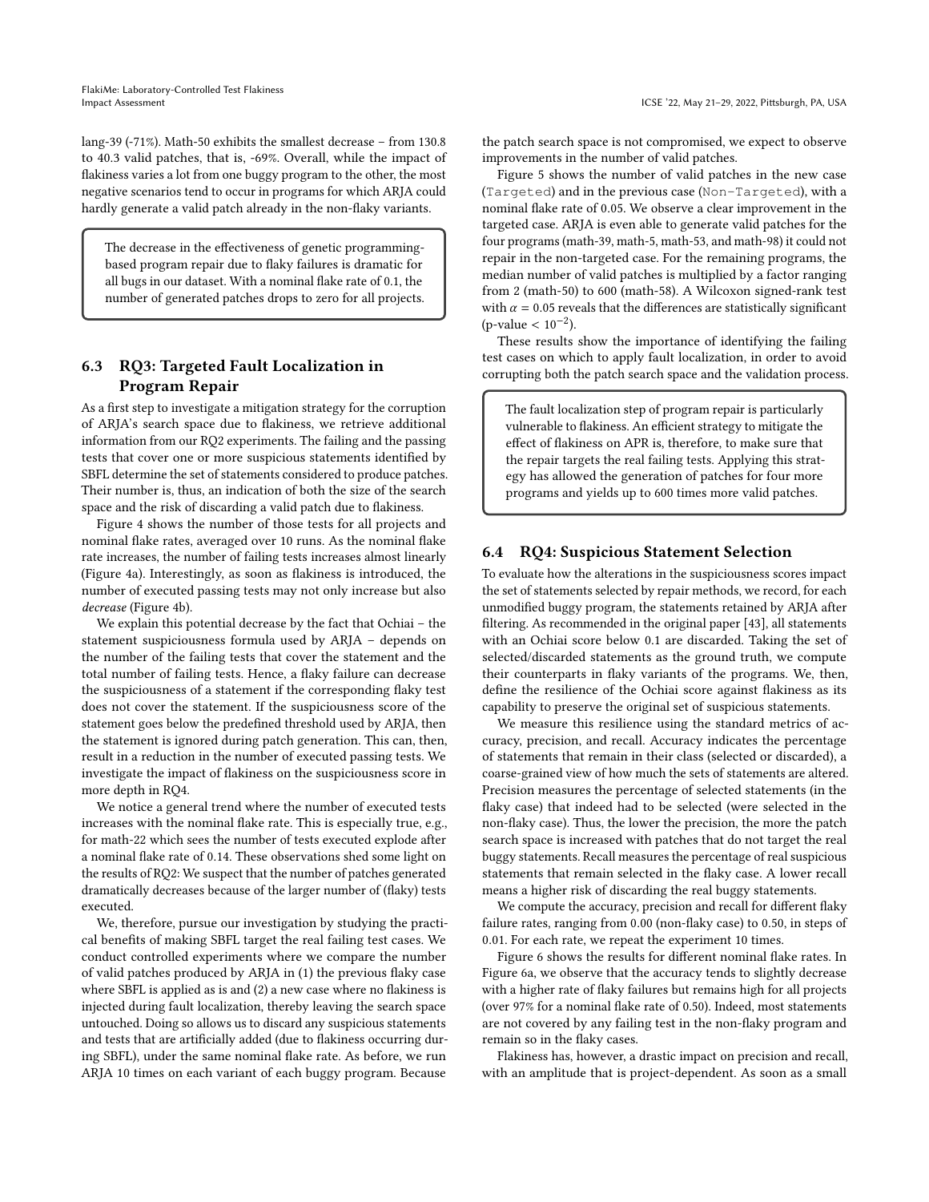lang-39 (-71%). Math-50 exhibits the smallest decrease – from 130.8 to 40.3 valid patches, that is, -69%. Overall, while the impact of flakiness varies a lot from one buggy program to the other, the most negative scenarios tend to occur in programs for which ARJA could hardly generate a valid patch already in the non-flaky variants.

> The decrease in the effectiveness of genetic programming-based program repair due to flaky failures is dramatic for all bugs in our dataset. With a nominal flake rate of 0.1, the number of generated patches drops to zero for all projects.

### 6.3 RQ3: Targeted Fault Localization in Program Repair

As a first step to investigate a mitigation strategy for the corruption of ARJA's search space due to flakiness, we retrieve additional information from our RQ2 experiments. The failing and the passing tests that cover one or more suspicious statements identified by SBFL determine the set of statements considered to produce patches. Their number is, thus, an indication of both the size of the search space and the risk of discarding a valid patch due to flakiness.

Figure 4 shows the number of those tests for all projects and nominal flake rates, averaged over 10 runs. As the nominal flake rate increases, the number of failing tests increases almost linearly (Figure 4a). Interestingly, as soon as flakiness is introduced, the number of executed passing tests may not only increase but also *decrease* (Figure 4b).

We explain this potential decrease by the fact that Ochiai – the statement suspiciousness formula used by ARJA – depends on the number of the failing tests that cover the statement and the total number of failing tests. Hence, a flaky failure can decrease the suspiciousness of a statement if the corresponding flaky test does not cover the statement. If the suspiciousness score of the statement goes below the predefined threshold used by ARJA, then the statement is ignored during patch generation. This can, then, result in a reduction in the number of executed passing tests. We investigate the impact of flakiness on the suspiciousness score in more depth in RQ4.

We notice a general trend where the number of executed tests increases with the nominal flake rate. This is especially true, e.g., for math-22 which sees the number of tests executed explode after a nominal flake rate of 0.14. These observations shed some light on the results of RQ2: We suspect that the number of patches generated dramatically decreases because of the larger number of (flaky) tests executed.

We, therefore, pursue our investigation by studying the practical benefits of making SBFL target the real failing test cases. We conduct controlled experiments where we compare the number of valid patches produced by ARJA in (1) the previous flaky case where SBFL is applied as is and (2) a new case where no flakiness is injected during fault localization, thereby leaving the search space untouched. Doing so allows us to discard any suspicious statements and tests that are artificially added (due to flakiness occurring during SBFL), under the same nominal flake rate. As before, we run ARJA 10 times on each variant of each buggy program. Because the patch search space is not compromised, we expect to observe improvements in the number of valid patches.

Figure 5 shows the number of valid patches in the new case (`Targeted`) and in the previous case (`Non-Targeted`), with a nominal flake rate of 0.05. We observe a clear improvement in the targeted case. ARJA is even able to generate valid patches for the four programs (math-39, math-5, math-53, and math-98) it could not repair in the non-targeted case. For the remaining programs, the median number of valid patches is multiplied by a factor ranging from 2 (math-50) to 600 (math-58). A Wilcoxon signed-rank test with $\alpha = 0.05$ reveals that the differences are statistically significant (p-value $< 10^{-2}$).

These results show the importance of identifying the failing test cases on which to apply fault localization, in order to avoid corrupting both the patch search space and the validation process.

> The fault localization step of program repair is particularly vulnerable to flakiness. An efficient strategy to mitigate the effect of flakiness on APR is, therefore, to make sure that the repair targets the real failing tests. Applying this strategy has allowed the generation of patches for four more programs and yields up to 600 times more valid patches.

### 6.4 RQ4: Suspicious Statement Selection

To evaluate how the alterations in the suspiciousness scores impact the set of statements selected by repair methods, we record, for each unmodified buggy program, the statements retained by ARJA after filtering. As recommended in the original paper [43], all statements with an Ochiai score below 0.1 are discarded. Taking the set of selected/discarded statements as the ground truth, we compute their counterparts in flaky variants of the programs. We, then, define the resilience of the Ochiai score against flakiness as its capability to preserve the original set of suspicious statements.

We measure this resilience using the standard metrics of accuracy, precision, and recall. Accuracy indicates the percentage of statements that remain in their class (selected or discarded), a coarse-grained view of how much the sets of statements are altered. Precision measures the percentage of selected statements (in the flaky case) that indeed had to be selected (were selected in the non-flaky case). Thus, the lower the precision, the more the patch search space is increased with patches that do not target the real buggy statements. Recall measures the percentage of real suspicious statements that remain selected in the flaky case. A lower recall means a higher risk of discarding the real buggy statements.

We compute the accuracy, precision and recall for different flaky failure rates, ranging from 0.00 (non-flaky case) to 0.50, in steps of 0.01. For each rate, we repeat the experiment 10 times.

Figure 6 shows the results for different nominal flake rates. In Figure 6a, we observe that the accuracy tends to slightly decrease with a higher rate of flaky failures but remains high for all projects (over 97% for a nominal flake rate of 0.50). Indeed, most statements are not covered by any failing test in the non-flaky program and remain so in the flaky cases.

Flakiness has, however, a drastic impact on precision and recall, with an amplitude that is project-dependent. As soon as a small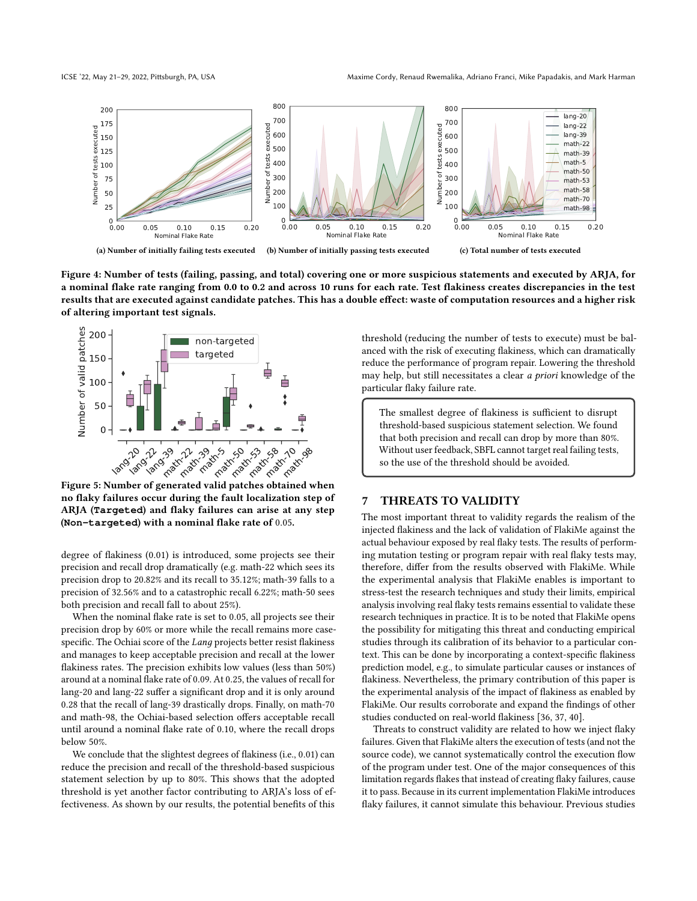(a) Number of initially failing tests executed (b) Number of initially passing tests executed (c) Total number of tests executed

**Figure 4: Number of tests (failing, passing, and total) covering one or more suspicious statements and executed by ARJA, for a nominal flake rate ranging from 0.0 to 0.2 and across 10 runs for each rate. Test flakiness creates discrepancies in the test results that are executed against candidate patches. This has a double effect: waste of computation resources and a higher risk of altering important test signals.**

**Figure 5: Number of generated valid patches obtained when no flaky failures occur during the fault localization step of ARJA (`Targeted`) and flaky failures can arise at any step (`Non-targeted`) with a nominal flake rate of 0.05.**

degree of flakiness (0.01) is introduced, some projects see their precision and recall drop dramatically (e.g. math-22 which sees its precision drop to 20.82% and its recall to 35.12%; math-39 falls to a precision of 32.56% and to a catastrophic recall 6.22%; math-50 sees both precision and recall fall to about 25%).

When the nominal flake rate is set to 0.05, all projects see their precision drop by 60% or more while the recall remains more case-specific. The Ochiai score of the *Lang* projects better resist flakiness and manages to keep acceptable precision and recall at the lower flakiness rates. The precision exhibits low values (less than 50%) around at a nominal flake rate of 0.09. At 0.25, the values of recall for lang-20 and lang-22 suffer a significant drop and it is only around 0.28 that the recall of lang-39 drastically drops. Finally, on math-70 and math-98, the Ochiai-based selection offers acceptable recall until around a nominal flake rate of 0.10, where the recall drops below 50%.

We conclude that the slightest degrees of flakiness (i.e., 0.01) can reduce the precision and recall of the threshold-based suspicious statement selection by up to 80%. This shows that the adopted threshold is yet another factor contributing to ARJA's loss of effectiveness. As shown by our results, the potential benefits of this threshold (reducing the number of tests to execute) must be balanced with the risk of executing flakiness, which can dramatically reduce the performance of program repair. Lowering the threshold may help, but still necessitates a clear *a priori* knowledge of the particular flaky failure rate.

> The smallest degree of flakiness is sufficient to disrupt threshold-based suspicious statement selection. We found that both precision and recall can drop by more than 80%. Without user feedback, SBFL cannot target real failing tests, so the use of the threshold should be avoided.

## 7 THREATS TO VALIDITY

The most important threat to validity regards the realism of the injected flakiness and the lack of validation of FlakiMe against the actual behaviour exposed by real flaky tests. The results of performing mutation testing or program repair with real flaky tests may, therefore, differ from the results observed with FlakiMe. While the experimental analysis that FlakiMe enables is important to stress-test the research techniques and study their limits, empirical analysis involving real flaky tests remains essential to validate these research techniques in practice. It is to be noted that FlakiMe opens the possibility for mitigating this threat and conducting empirical studies through its calibration of its behavior to a particular context. This can be done by incorporating a context-specific flakiness prediction model, e.g., to simulate particular causes or instances of flakiness. Nevertheless, the primary contribution of this paper is the experimental analysis of the impact of flakiness as enabled by FlakiMe. Our results corroborate and expand the findings of other studies conducted on real-world flakiness [36, 37, 40].

Threats to construct validity are related to how we inject flaky failures. Given that FlakiMe alters the execution of tests (and not the source code), we cannot systematically control the execution flow of the program under test. One of the major consequences of this limitation regards flakes that instead of creating flaky failures, cause it to pass. Because in its current implementation FlakiMe introduces flaky failures, it cannot simulate this behaviour. Previous studies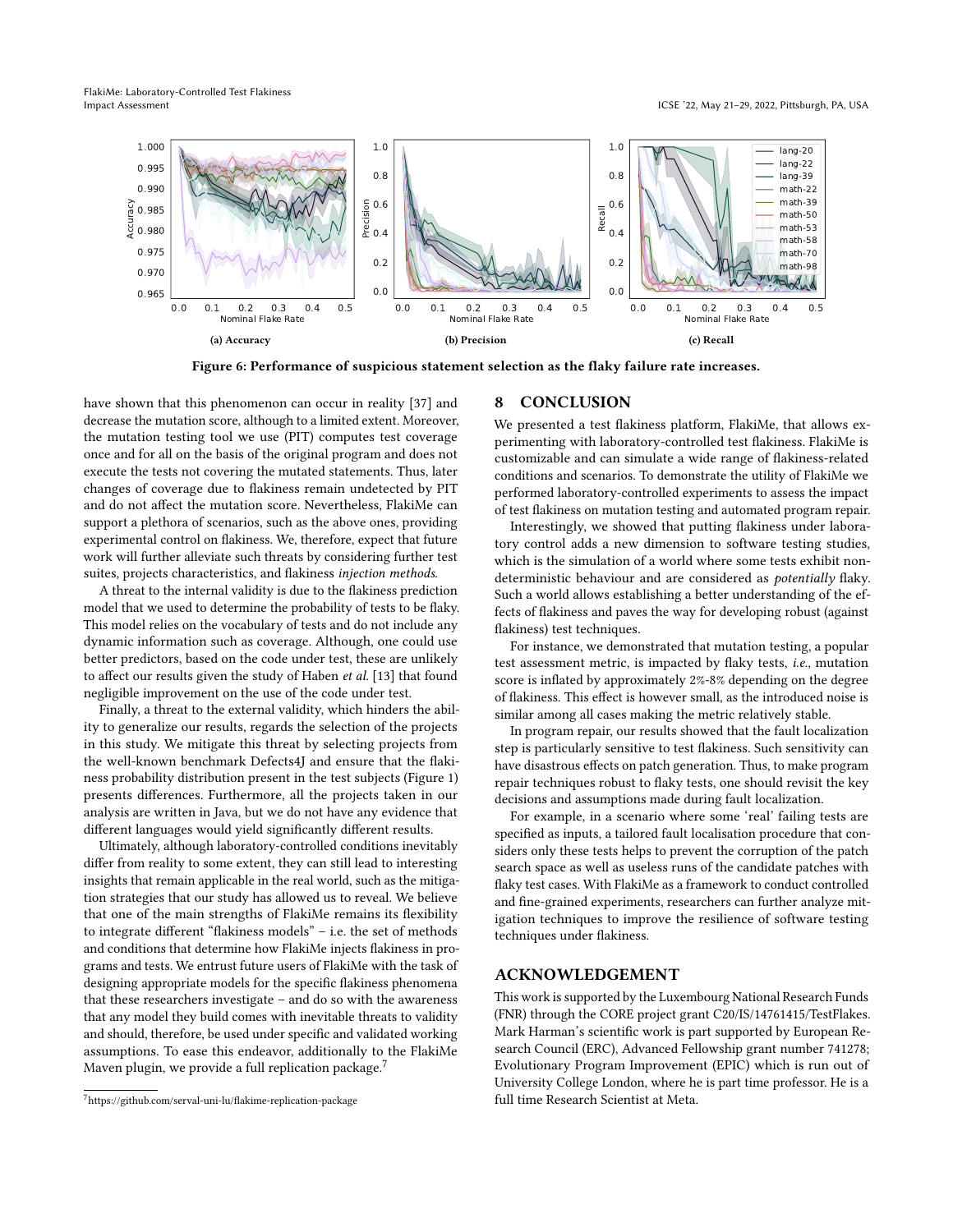(a) Accuracy

(b) Precision

(c) Recall

**Figure 6: Performance of suspicious statement selection as the flaky failure rate increases.**

have shown that this phenomenon can occur in reality [37] and decrease the mutation score, although to a limited extent. Moreover, the mutation testing tool we use (PIT) computes test coverage once and for all on the basis of the original program and does not execute the tests not covering the mutated statements. Thus, later changes of coverage due to flakiness remain undetected by PIT and do not affect the mutation score. Nevertheless, FlakiMe can support a plethora of scenarios, such as the above ones, providing experimental control on flakiness. We, therefore, expect that future work will further alleviate such threats by considering further test suites, projects characteristics, and flakiness *injection methods.*

A threat to the internal validity is due to the flakiness prediction model that we used to determine the probability of tests to be flaky. This model relies on the vocabulary of tests and do not include any dynamic information such as coverage. Although, one could use better predictors, based on the code under test, these are unlikely to affect our results given the study of Haben *et al.* [13] that found negligible improvement on the use of the code under test.

Finally, a threat to the external validity, which hinders the ability to generalize our results, regards the selection of the projects in this study. We mitigate this threat by selecting projects from the well-known benchmark Defects4J and ensure that the flakiness probability distribution present in the test subjects (Figure 1) presents differences. Furthermore, all the projects taken in our analysis are written in Java, but we do not have any evidence that different languages would yield significantly different results.

Ultimately, although laboratory-controlled conditions inevitably differ from reality to some extent, they can still lead to interesting insights that remain applicable in the real world, such as the mitigation strategies that our study has allowed us to reveal. We believe that one of the main strengths of FlakiMe remains its flexibility to integrate different "flakiness models" – i.e. the set of methods and conditions that determine how FlakiMe inject flakiness in programs and tests. We entrust future users of FlakiMe with the task of designing appropriate models for the specific flakiness phenomena that these researchers investigate – and do so with the awareness that any model they build comes with inevitable threats to validity and should, therefore, be used under specific and validated working assumptions. To ease this endeavor, additionally to the FlakiMe Maven plugin, we provide a full replication package.[7]

[7] https://github.com/serval-uni-lu/flakime-replication-package

## 8 CONCLUSION

We presented a test flakiness platform, FlakiMe, that allows experimenting with laboratory-controlled test flakiness. FlakiMe is customizable and can simulate a wide range of flakiness-related conditions and scenarios. To demonstrate the utility of FlakiMe we performed laboratory-controlled experiments to assess the impact of test flakiness on mutation testing and automated program repair.

Interestingly, we showed that putting flakiness under laboratory control adds a new dimension to software testing studies, which is the simulation of a world where some tests exhibit non-deterministic behaviour and are considered as *potentially* flaky. Such a world allows establishing a better understanding of the effects of flakiness and paves the way for developing robust (against flakiness) test techniques.

For instance, we demonstrated that mutation testing, a popular test assessment metric, is impacted by flaky tests, *i.e.*, mutation score is inflated by approximately 2%-8% depending on the degree of flakiness. This effect is however small, as the introduced noise is similar among all cases making the metric relatively stable.

In program repair, our results showed that the fault localization step is particularly sensitive to test flakiness. Such sensitivity can have disastrous effects on patch generation. Thus, to make program repair techniques robust to flaky tests, one should revisit the key decisions and assumptions made during fault localization.

For example, in a scenario where some 'real' failing tests are specified as inputs, a tailored fault localisation procedure that considers only these tests helps to prevent the corruption of the patch search space as well as useless runs of the candidate patches with flaky test cases. With FlakiMe as a framework to conduct controlled and fine-grained experiments, researchers can further analyze mitigation techniques to improve the resilience of software testing techniques under flakiness.

## ACKNOWLEDGEMENT

This work is supported by the Luxembourg National Research Funds (FNR) through the CORE project grant C20/IS/14761415/TestFlakes. Mark Harman's scientific work is part supported by European Research Council (ERC), Advanced Fellowship grant number 741278; Evolutionary Program Improvement (EPIC) which is run out of University College London, where he is part time professor. He is a full time Research Scientist at Meta.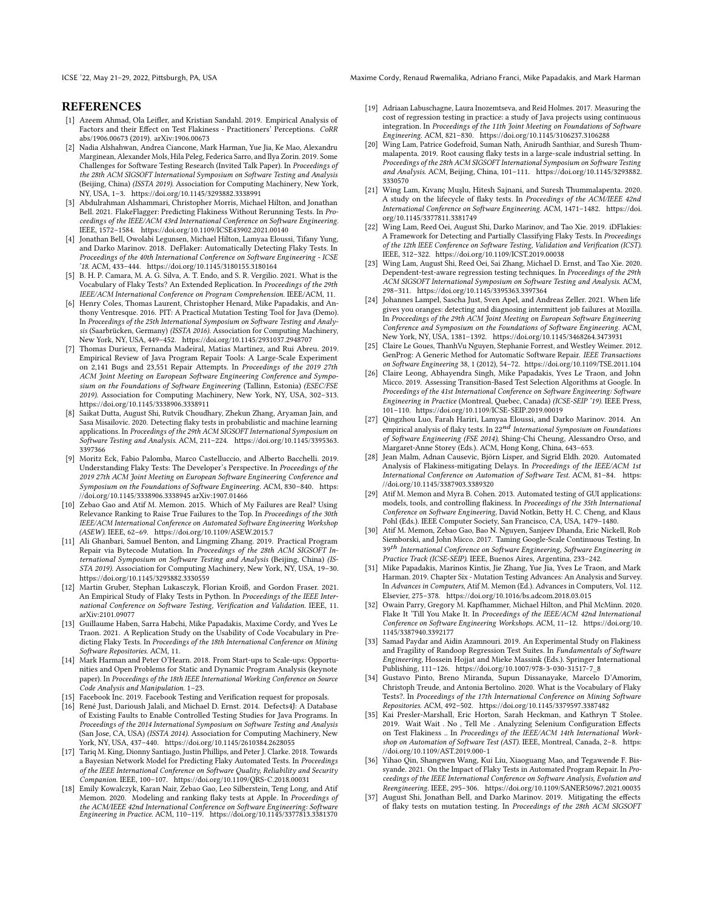## REFERENCES

[1] Azeem Ahmad, Ola Leifler, and Kristian Sandahl. 2019. Empirical Analysis of Factors and their Effect on Test Flakiness - Practitioners' Perceptions. *CoRR* abs/1906.00673 (2019). arXiv:1906.00673

[2] Nadia Alshahwan, Andrea Ciancone, Mark Harman, Yue Jia, Ke Mao, Alexandru Marginean, Alexander Mols, Hila Peleg, Federica Sarro, and Ilya Zorin. 2019. Some Challenges for Software Testing Research (Invited Talk Paper). In *Proceedings of the 28th ACM SIGSOFT International Symposium on Software Testing and Analysis* (Beijing, China) *(ISSTA 2019)*. Association for Computing Machinery, New York, NY, USA, 1–3. https://doi.org/10.1145/3293882.3338991

[3] Abdulrahman Alshammari, Christopher Morris, Michael Hilton, and Jonathan Bell. 2021. FlakeFlagger: Predicting Flakiness Without Rerunning Tests. In *Proceedings of the IEEE/ACM 43rd International Conference on Software Engineering*. IEEE, 1572–1584. https://doi.org/10.1109/ICSE43902.2021.00140

[4] Jonathan Bell, Owolabi Legunsen, Michael Hilton, Lamyaa Eloussi, Tifany Yung, and Darko Marinov. 2018. DeFlaker: Automatically Detecting Flaky Tests. In *Proceedings of the 40th International Conference on Software Engineering - ICSE '18*. ACM, 433–444. https://doi.org/10.1145/3180155.3180164

[5] B. H. P. Camara, M. A. G. Silva, A. T. Endo, and S. R. Vergilio. 2021. What is the Vocabulary of Flaky Tests? An Extended Replication. In *Proceedings of the 29th IEEE/ACM International Conference on Program Comprehension*. IEEE/ACM, 11.

[6] Henry Coles, Thomas Laurent, Christopher Henard, Mike Papadakis, and Anthony Ventresque. 2016. PIT: A Practical Mutation Testing Tool for Java (Demo). In *Proceedings of the 25th International Symposium on Software Testing and Analysis* (Saarbrücken, Germany) *(ISSTA 2016)*. Association for Computing Machinery, New York, NY, USA, 449–452. https://doi.org/10.1145/2931037.2948707

[7] Thomas Durieux, Fernanda Madeiral, Matias Martinez, and Rui Abreu. 2019. Empirical Review of Java Program Repair Tools: A Large-Scale Experiment on 2,141 Bugs and 23,551 Repair Attempts. In *Proceedings of the 2019 27th ACM Joint Meeting on European Software Engineering Conference and Symposium on the Foundations of Software Engineering* (Tallinn, Estonia) *(ESEC/FSE 2019)*. Association for Computing Machinery, New York, NY, USA, 302–313. https://doi.org/10.1145/3338906.3338911

[8] Saikat Dutta, August Shi, Rutvik Choudhary, Zhekun Zhang, Aryaman Jain, and Sasa Misailovic. 2020. Detecting flaky tests in probabilistic and machine learning applications. In *Proceedings of the 29th ACM SIGSOFT International Symposium on Software Testing and Analysis*. ACM, 211–224. https://doi.org/10.1145/3395363.3397366

[9] Moritz Eck, Fabio Palomba, Marco Castelluccio, and Alberto Bacchelli. 2019. Understanding Flaky Tests: The Developer's Perspective. In *Proceedings of the 2019 27th ACM Joint Meeting on European Software Engineering Conference and Symposium on the Foundations of Software Engineering*. ACM, 830–840. https://doi.org/10.1145/3338906.3338945 arXiv:1907.01466

[10] Zebao Gao and Atif M. Memon. 2015. Which of My Failures are Real? Using Relevance Ranking to Raise True Failures to the Top. In *Proceedings of the 30th IEEE/ACM International Conference on Automated Software Engineering Workshop (ASEW)*. IEEE, 62–69. https://doi.org/10.1109/ASEW.2015.7

[11] Ali Ghanbari, Samuel Benton, and Lingming Zhang. 2019. Practical Program Repair via Bytecode Mutation. In *Proceedings of the 28th ACM SIGSOFT International Symposium on Software Testing and Analysis* (Beijing, China) *(ISSTA 2019)*. Association for Computing Machinery, New York, NY, USA, 19–30. https://doi.org/10.1145/3293882.3330559

[12] Martin Gruber, Stephan Lukasczyk, Florian Kroiß, and Gordon Fraser. 2021. An Empirical Study of Flaky Tests in Python. In *Proceedings of the IEEE International Conference on Software Testing, Verification and Validation*. IEEE, 11. arXiv:2101.09077

[13] Guillaume Haben, Sarra Habchi, Mike Papadakis, Maxime Cordy, and Yves Le Traon. 2021. A Replication Study on the Usability of Code Vocabulary in Predicting Flaky Tests. In *Proceedings of the 18th International Conference on Mining Software Repositories*. ACM, 11.

[14] Mark Harman and Peter O'Hearn. 2018. From Start-ups to Scale-ups: Opportunities and Open Problems for Static and Dynamic Program Analysis (keynote paper). In *Proceedings of the 18th IEEE International Working Conference on Source Code Analysis and Manipulation*. 1–23.

[15] Facebook Inc. 2019. Facebook Testing and Verification request for proposals.

[16] René Just, Darioush Jalali, and Michael D. Ernst. 2014. Defects4J: A Database of Existing Faults to Enable Controlled Testing Studies for Java Programs. In *Proceedings of the 2014 International Symposium on Software Testing and Analysis* (San Jose, CA, USA) *(ISSTA 2014)*. Association for Computing Machinery, New York, NY, USA, 437–440. https://doi.org/10.1145/2610384.2628055

[17] Tariq M. King, Dionny Santiago, Justin Phillips, and Peter J. Clarke. 2018. Towards a Bayesian Network Model for Predicting Flaky Automated Tests. In *Proceedings of the IEEE International Conference on Software Quality, Reliability and Security Companion*. IEEE, 100–107. https://doi.org/10.1109/QRS-C.2018.00031

[18] Emily Kowalczyk, Karan Nair, Zebao Gao, Leo Silberstein, Teng Long, and Atif Memon. 2020. Modeling and ranking flaky tests at Apple. In *Proceedings of the ACM/IEEE 42nd International Conference on Software Engineering: Software Engineering in Practice*. ACM, 110–119. https://doi.org/10.1145/3377813.3381370

[19] Adriaan Labuschagne, Laura Inozemtseva, and Reid Holmes. 2017. Measuring the cost of regression testing in practice: a study of Java projects using continuous integration. In *Proceedings of the 11th Joint Meeting on Foundations of Software Engineering*. ACM, 821–830. https://doi.org/10.1145/3106237.3106288

[20] Wing Lam, Patrice Godefroid, Suman Nath, Anirudh Santhiar, and Suresh Thummalapenta. 2019. Root causing flaky tests in a large-scale industrial setting. In *Proceedings of the 28th ACM SIGSOFT International Symposium on Software Testing and Analysis*. ACM, Beijing, China, 101–111. https://doi.org/10.1145/3293882.3330570

[21] Wing Lam, Kıvanç Muşlu, Hitesh Sajnani, and Suresh Thummalapenta. 2020. A study on the lifecycle of flaky tests. In *Proceedings of the ACM/IEEE 42nd International Conference on Software Engineering*. ACM, 1471–1482. https://doi.org/10.1145/3377811.3381749

[22] Wing Lam, Reed Oei, August Shi, Darko Marinov, and Tao Xie. 2019. iDFlakies: A Framework for Detecting and Partially Classifying Flaky Tests. In *Proceedings of the 12th IEEE Conference on Software Testing, Validation and Verification (ICST)*. IEEE, 312–322. https://doi.org/10.1109/ICST.2019.00038

[23] Wing Lam, August Shi, Reed Oei, Sai Zhang, Michael D. Ernst, and Tao Xie. 2020. Dependent-test-aware regression testing techniques. In *Proceedings of the 29th ACM SIGSOFT International Symposium on Software Testing and Analysis*. ACM, 298–311. https://doi.org/10.1145/3395363.3397364

[24] Johannes Lampel, Sascha Just, Sven Apel, and Andreas Zeller. 2021. When life gives you oranges: detecting and diagnosing intermittent job failures at Mozilla. In *Proceedings of the 29th ACM Joint Meeting on European Software Engineering Conference and Symposium on the Foundations of Software Engineering*. ACM, New York, NY, USA, 1381–1392. https://doi.org/10.1145/3468264.3473931

[25] Claire Le Goues, ThanhVu Nguyen, Stephanie Forrest, and Westley Weimer. 2012. GenProg: A Generic Method for Automatic Software Repair. *IEEE Transactions on Software Engineering* 38, 1 (2012), 54–72. https://doi.org/10.1109/TSE.2011.104

[26] Claire Leong, Abhayendra Singh, Mike Papadakis, Yves Le Traon, and John Micco. 2019. Assessing Transition-Based Test Selection Algorithms at Google. In *Proceedings of the 41st International Conference on Software Engineering: Software Engineering in Practice* (Montreal, Quebec, Canada) *(ICSE-SEIP '19)*. IEEE Press, 101–110. https://doi.org/10.1109/ICSE-SEIP.2019.00019

[27] Qingzhou Luo, Farah Hariri, Lamyaa Eloussi, and Darko Marinov. 2014. An empirical analysis of flaky tests. In *22nd International Symposium on Foundations of Software Engineering (FSE 2014)*, Shing-Chi Cheung, Alessandro Orso, and Margaret-Anne Storey (Eds.). ACM, Hong Kong, China, 643–653.

[28] Jean Malm, Adnan Causevic, Björn Lisper, and Sigrid Eldh. 2020. Automated Analysis of Flakiness-mitigating Delays. In *Proceedings of the IEEE/ACM 1st International Conference on Automation of Software Test*. ACM, 81–84. https://doi.org/10.1145/3387903.3389320

[29] Atif M. Memon and Myra B. Cohen. 2013. Automated testing of GUI applications: models, tools, and controlling flakiness. In *Proceedings of the 35th International Conference on Software Engineering*, David Notkin, Betty H. C. Cheng, and Klaus Pohl (Eds.). IEEE Computer Society, San Francisco, CA, USA, 1479–1480.

[30] Atif M. Memon, Zebao Gao, Bao N. Nguyen, Sanjeev Dhanda, Eric Nickell, Rob Siemborski, and John Micco. 2017. Taming Google-Scale Continuous Testing. In *39th International Conference on Software Engineering, Software Engineering in Practice Track (ICSE-SEIP)*. IEEE, Buenos Aires, Argentina, 233–242.

[31] Mike Papadakis, Marinos Kintis, Jie Zhang, Yue Jia, Yves Le Traon, and Mark Harman. 2019. Chapter Six - Mutation Testing Advances: An Analysis and Survey. In *Advances in Computers*, Atif M. Memon (Ed.). Advances in Computers, Vol. 112. Elsevier, 275–378. https://doi.org/10.1016/bs.adcom.2018.03.015

[32] Owain Parry, Gregory M. Kapfhammer, Michael Hilton, and Phil McMinn. 2020. Flake It 'Till You Make It. In *Proceedings of the IEEE/ACM 42nd International Conference on Software Engineering Workshops*. ACM, 11–12. https://doi.org/10.1145/3387940.3392177

[33] Samad Paydar and Aidin Azamnouri. 2019. An Experimental Study on Flakiness and Fragility of Randoop Regression Test Suites. In *Fundamentals of Software Engineering*, Hossein Hojjat and Mieke Massink (Eds.). Springer International Publishing, 111–126. https://doi.org/10.1007/978-3-030-31517-7_8

[34] Gustavo Pinto, Breno Miranda, Supun Dissanayake, Marcelo D'Amorim, Christoph Treude, and Antonia Bertolino. 2020. What is the Vocabulary of Flaky Tests?. In *Proceedings of the 17th International Conference on Mining Software Repositories*. ACM, 492–502. https://doi.org/10.1145/3379597.3387482

[35] Kai Presler-Marshall, Eric Horton, Sarah Heckman, and Kathryn T Stolee. 2019. Wait Wait . No , Tell Me . Analyzing Selenium Configuration Effects on Test Flakiness .. In *Proceedings of the IEEE/ACM 14th International Workshop on Automation of Software Test (AST)*. IEEE, Montreal, Canada, 2–8. https://doi.org/10.1109/AST.2019.000-1

[36] Yihao Qin, Shangwen Wang, Kui Liu, Xiaoguang Mao, and Tegawende F. Bissyande. 2021. On the Impact of Flaky Tests in Automated Program Repair. In *Proceedings of the IEEE International Conference on Software Analysis, Evolution and Reengineering*. IEEE, 295–306. https://doi.org/10.1109/SANER50967.2021.00035

[37] August Shi, Jonathan Bell, and Darko Marinov. 2019. Mitigating the effects of flaky tests on mutation testing. In *Proceedings of the 28th ACM SIGSOFT*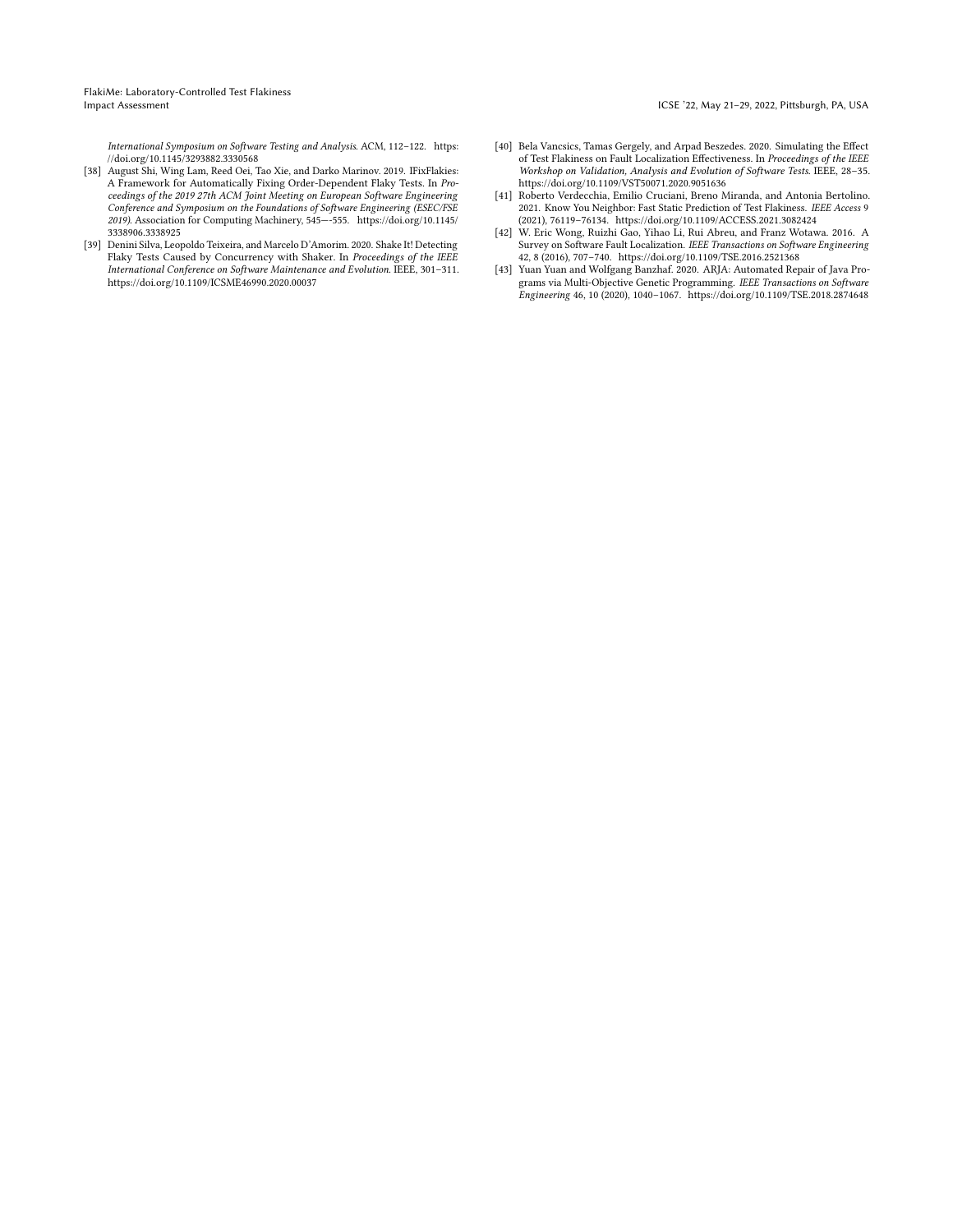International Symposium on Software Testing and Analysis*. ACM, 112–122. https://doi.org/10.1145/3293882.3330568

[38] August Shi, Wing Lam, Reed Oei, Tao Xie, and Darko Marinov. 2019. IFixFlakies: A Framework for Automatically Fixing Order-Dependent Flaky Tests. In *Proceedings of the 2019 27th ACM Joint Meeting on European Software Engineering Conference and Symposium on the Foundations of Software Engineering (ESEC/FSE 2019)*. Association for Computing Machinery, 545–-555. https://doi.org/10.1145/3338906.3338925

[39] Denini Silva, Leopoldo Teixeira, and Marcelo D'Amorim. 2020. Shake It! Detecting Flaky Tests Caused by Concurrency with Shaker. In *Proceedings of the IEEE International Conference on Software Maintenance and Evolution*. IEEE, 301–311. https://doi.org/10.1109/ICSME46990.2020.00037

[40] Bela Vancsics, Tamas Gergely, and Arpad Beszedes. 2020. Simulating the Effect of Test Flakiness on Fault Localization Effectiveness. In *Proceedings of the IEEE Workshop on Validation, Analysis and Evolution of Software Tests*. IEEE, 28–35. https://doi.org/10.1109/VST50071.2020.9051636

[41] Roberto Verdecchia, Emilio Cruciani, Breno Miranda, and Antonia Bertolino. 2021. Know You Neighbor: Fast Static Prediction of Test Flakiness. *IEEE Access* 9 (2021), 76119–76134. https://doi.org/10.1109/ACCESS.2021.3082424

[42] W. Eric Wong, Ruizhi Gao, Yihao Li, Rui Abreu, and Franz Wotawa. 2016. A Survey on Software Fault Localization. *IEEE Transactions on Software Engineering* 42, 8 (2016), 707–740. https://doi.org/10.1109/TSE.2016.2521368

[43] Yuan Yuan and Wolfgang Banzhaf. 2020. ARJA: Automated Repair of Java Programs via Multi-Objective Genetic Programming. *IEEE Transactions on Software Engineering* 46, 10 (2020), 1040–1067. https://doi.org/10.1109/TSE.2018.2874648